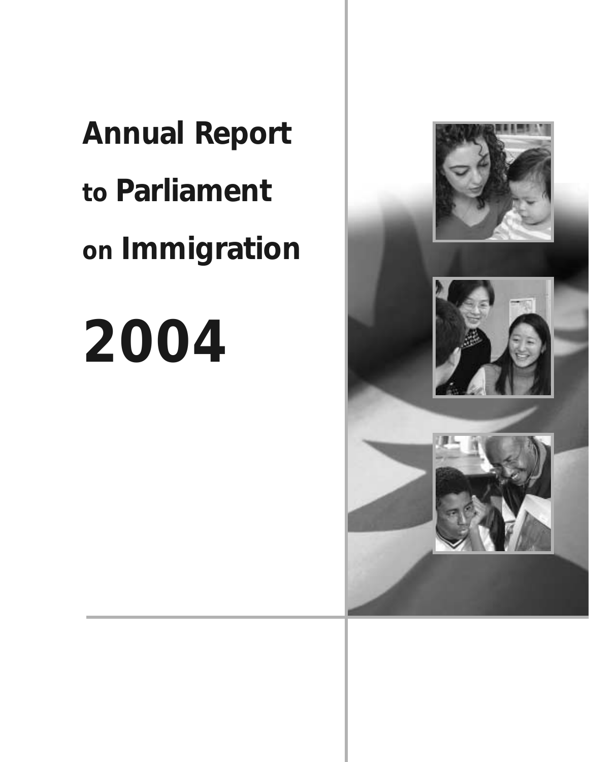# Annual Report to Parliament on Immigration

# 2004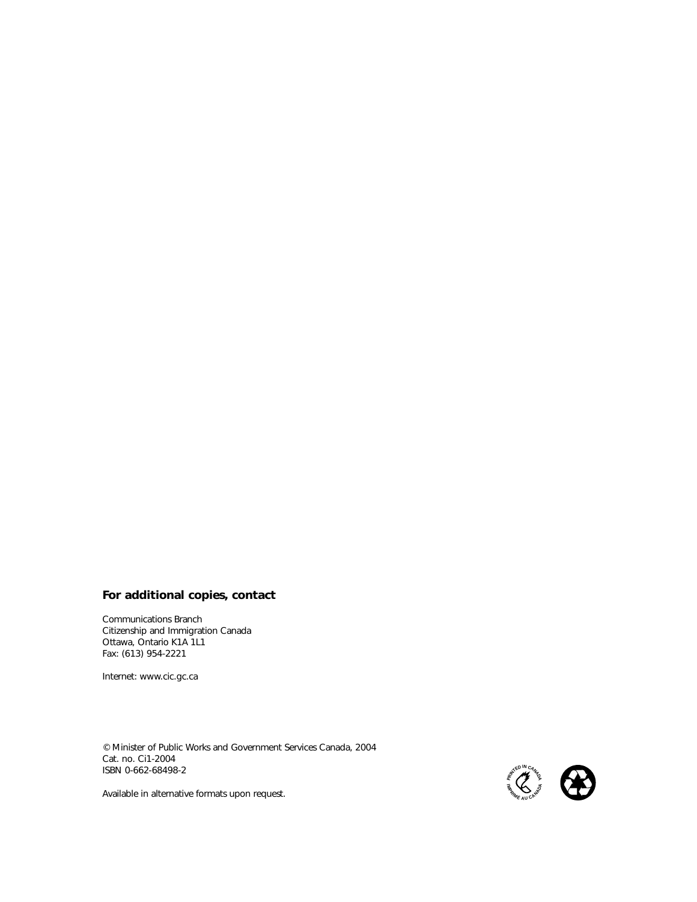**For additional copies, contact**

Communications Branch
Citizenship and Immigration Canada
Ottawa, Ontario K1A 1L1
Fax: (613) 954-2221

Internet: www.cic.gc.ca

© Minister of Public Works and Government Services Canada, 2004
Cat. no. Ci1-2004
ISBN 0-662-68498-2

Available in alternative formats upon request.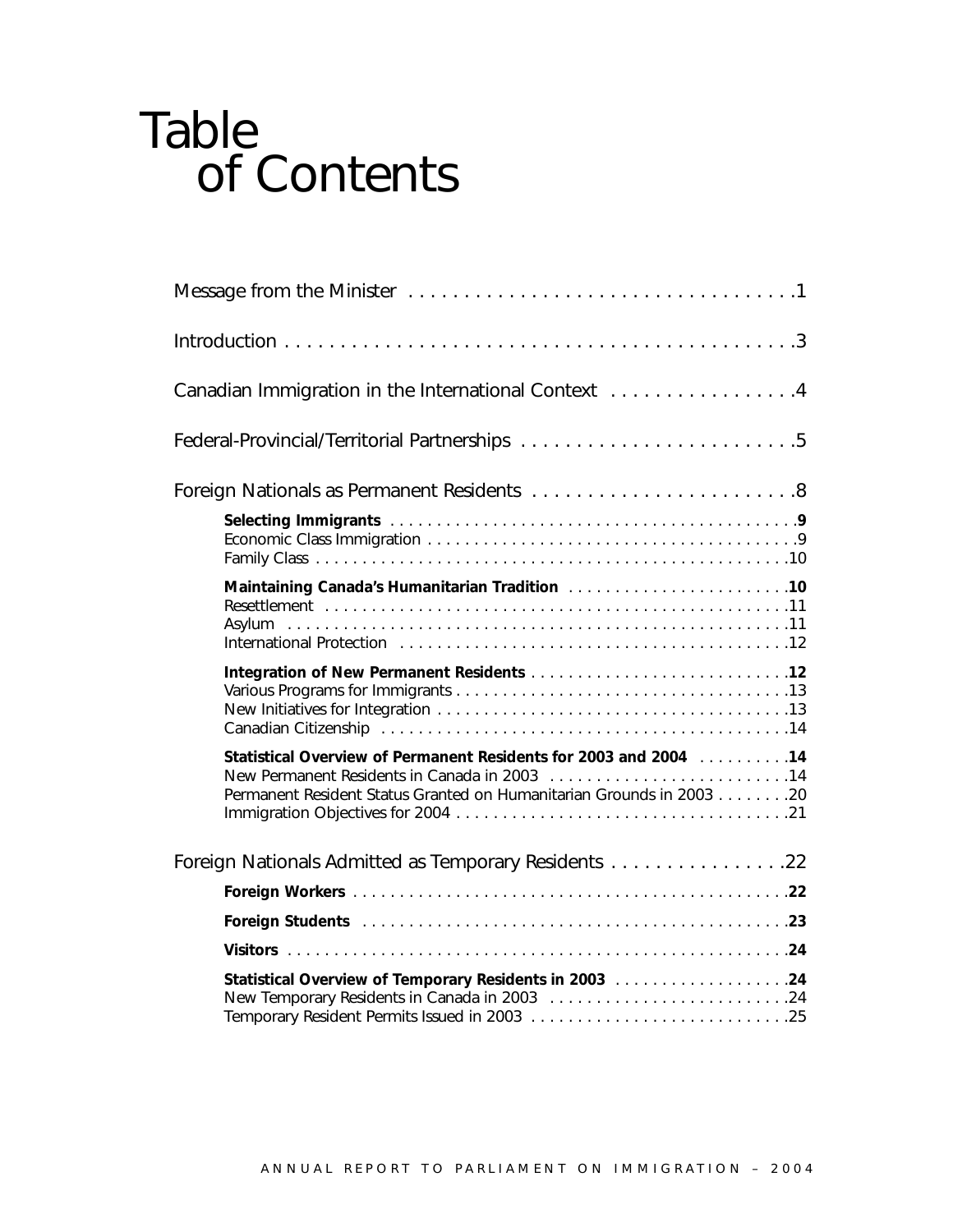# Table of Contents

Message from the Minister . . . . . . . . . . . . . . . . . . . . . . . . . . . . . . . . . . 1

Introduction . . . . . . . . . . . . . . . . . . . . . . . . . . . . . . . . . . . . . . . . . . . . . 3

Canadian Immigration in the International Context . . . . . . . . . . . . . . . . 4

Federal-Provincial/Territorial Partnerships . . . . . . . . . . . . . . . . . . . . . . . . 5

Foreign Nationals as Permanent Residents . . . . . . . . . . . . . . . . . . . . . . . . 8

- **Selecting Immigrants . . . . . . . . . . . . . . . . . . . . . . . . . . . . . . . . . . . . 9**
  - Economic Class Immigration . . . . . . . . . . . . . . . . . . . . . . . . . . . . . . . 9
  - Family Class . . . . . . . . . . . . . . . . . . . . . . . . . . . . . . . . . . . . . . . . . 10
- **Maintaining Canada's Humanitarian Tradition . . . . . . . . . . . . . . . . . . 10**
  - Resettlement . . . . . . . . . . . . . . . . . . . . . . . . . . . . . . . . . . . . . . . . 11
  - Asylum . . . . . . . . . . . . . . . . . . . . . . . . . . . . . . . . . . . . . . . . . . . . 11
  - International Protection . . . . . . . . . . . . . . . . . . . . . . . . . . . . . . . . 12
- **Integration of New Permanent Residents . . . . . . . . . . . . . . . . . . . . . 12**
  - Various Programs for Immigrants . . . . . . . . . . . . . . . . . . . . . . . . . . 13
  - New Initiatives for Integration . . . . . . . . . . . . . . . . . . . . . . . . . . . . 13
  - Canadian Citizenship . . . . . . . . . . . . . . . . . . . . . . . . . . . . . . . . . . 14
- **Statistical Overview of Permanent Residents for 2003 and 2004 . . . . . 14**
  - New Permanent Residents in Canada in 2003 . . . . . . . . . . . . . . . . . 14
  - Permanent Resident Status Granted on Humanitarian Grounds in 2003 . . . . . . . . 20
  - Immigration Objectives for 2004 . . . . . . . . . . . . . . . . . . . . . . . . . . 21

Foreign Nationals Admitted as Temporary Residents . . . . . . . . . . . . . . . 22

- **Foreign Workers . . . . . . . . . . . . . . . . . . . . . . . . . . . . . . . . . . . . . . 22**
- **Foreign Students . . . . . . . . . . . . . . . . . . . . . . . . . . . . . . . . . . . . . 23**
- **Visitors . . . . . . . . . . . . . . . . . . . . . . . . . . . . . . . . . . . . . . . . . . . . 24**
- **Statistical Overview of Temporary Residents in 2003 . . . . . . . . . . . . 24**
  - New Temporary Residents in Canada in 2003 . . . . . . . . . . . . . . . . . 24
  - Temporary Resident Permits Issued in 2003 . . . . . . . . . . . . . . . . . . 25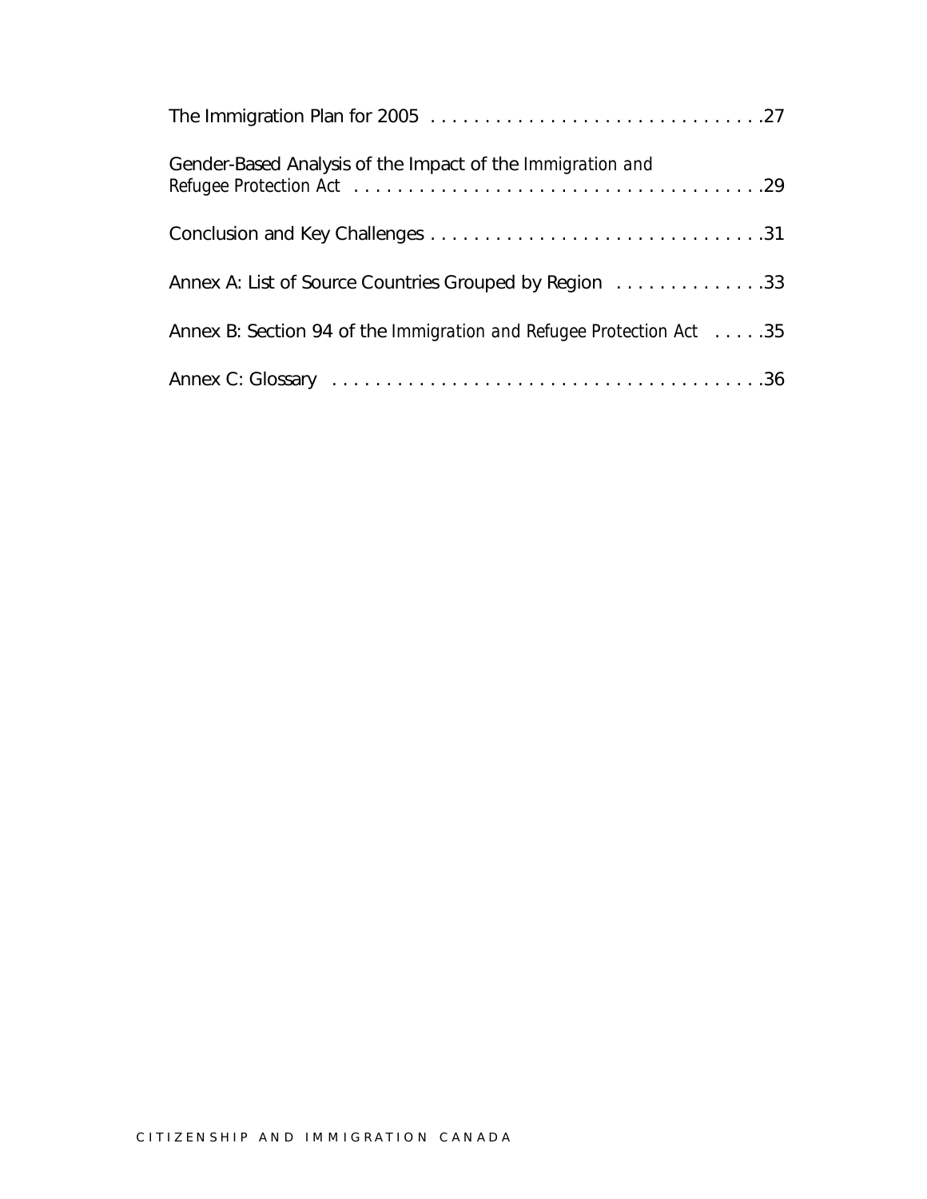The Immigration Plan for 2005 . . . . . . . . . . . . . . . . . . . . . . . . . . . . . . .27

Gender-Based Analysis of the Impact of the *Immigration and Refugee Protection Act* . . . . . . . . . . . . . . . . . . . . . . . . . . . . . . . . . . . . . .29

Conclusion and Key Challenges . . . . . . . . . . . . . . . . . . . . . . . . . . . . . . .31

Annex A: List of Source Countries Grouped by Region . . . . . . . . . . . . . .33

Annex B: Section 94 of the *Immigration and Refugee Protection Act* . . . . .35

Annex C: Glossary . . . . . . . . . . . . . . . . . . . . . . . . . . . . . . . . . . . . . . . .36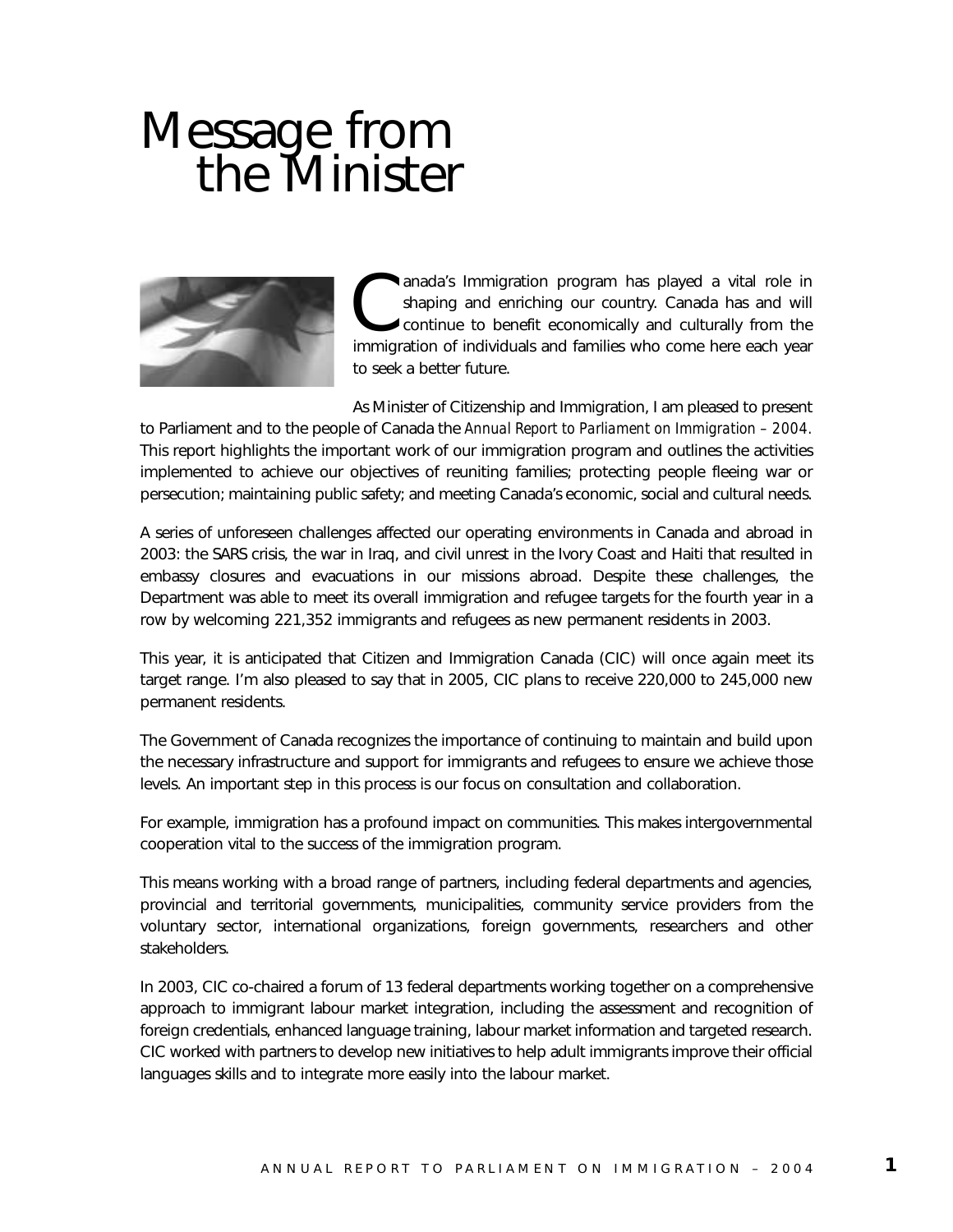# Message from the Minister

Canada's Immigration program has played a vital role in shaping and enriching our country. Canada has and will continue to benefit economically and culturally from the immigration of individuals and families who come here each year to seek a better future.

As Minister of Citizenship and Immigration, I am pleased to present to Parliament and to the people of Canada the *Annual Report to Parliament on Immigration – 2004*. This report highlights the important work of our immigration program and outlines the activities implemented to achieve our objectives of reuniting families; protecting people fleeing war or persecution; maintaining public safety; and meeting Canada's economic, social and cultural needs.

A series of unforeseen challenges affected our operating environments in Canada and abroad in 2003: the SARS crisis, the war in Iraq, and civil unrest in the Ivory Coast and Haiti that resulted in embassy closures and evacuations in our missions abroad. Despite these challenges, the Department was able to meet its overall immigration and refugee targets for the fourth year in a row by welcoming 221,352 immigrants and refugees as new permanent residents in 2003.

This year, it is anticipated that Citizen and Immigration Canada (CIC) will once again meet its target range. I'm also pleased to say that in 2005, CIC plans to receive 220,000 to 245,000 new permanent residents.

The Government of Canada recognizes the importance of continuing to maintain and build upon the necessary infrastructure and support for immigrants and refugees to ensure we achieve those levels. An important step in this process is our focus on consultation and collaboration.

For example, immigration has a profound impact on communities. This makes intergovernmental cooperation vital to the success of the immigration program.

This means working with a broad range of partners, including federal departments and agencies, provincial and territorial governments, municipalities, community service providers from the voluntary sector, international organizations, foreign governments, researchers and other stakeholders.

In 2003, CIC co-chaired a forum of 13 federal departments working together on a comprehensive approach to immigrant labour market integration, including the assessment and recognition of foreign credentials, enhanced language training, labour market information and targeted research. CIC worked with partners to develop new initiatives to help adult immigrants improve their official languages skills and to integrate more easily into the labour market.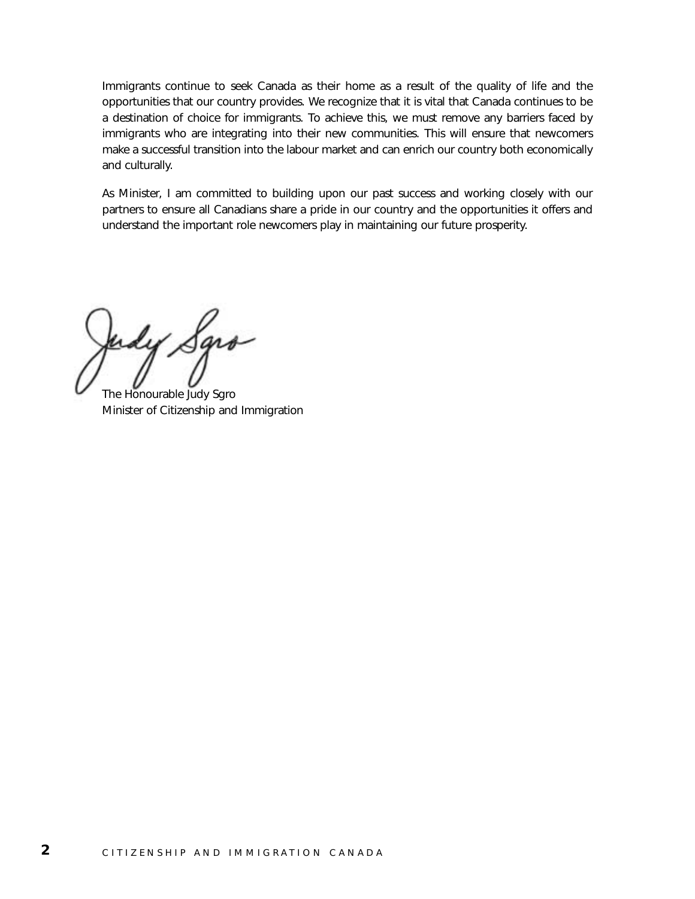Immigrants continue to seek Canada as their home as a result of the quality of life and the opportunities that our country provides. We recognize that it is vital that Canada continues to be a destination of choice for immigrants. To achieve this, we must remove any barriers faced by immigrants who are integrating into their new communities. This will ensure that newcomers make a successful transition into the labour market and can enrich our country both economically and culturally.

As Minister, I am committed to building upon our past success and working closely with our partners to ensure all Canadians share a pride in our country and the opportunities it offers and understand the important role newcomers play in maintaining our future prosperity.

The Honourable Judy Sgro
Minister of Citizenship and Immigration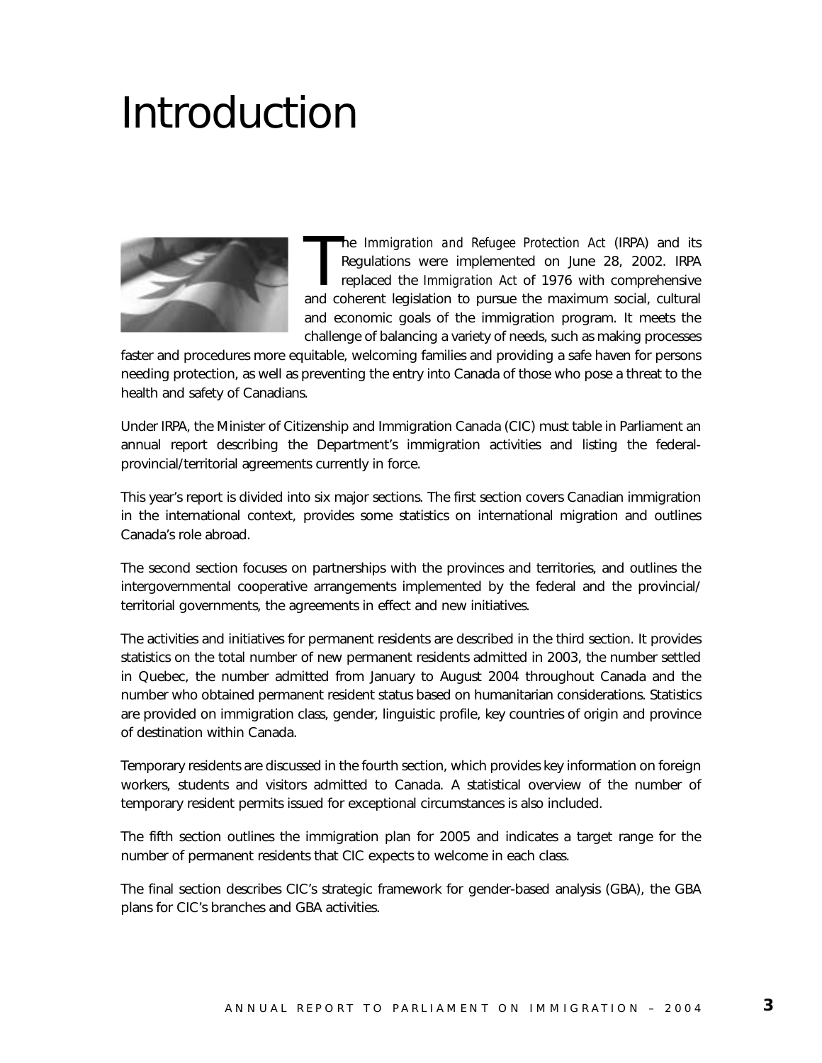# Introduction

The *Immigration and Refugee Protection Act* (IRPA) and its Regulations were implemented on June 28, 2002. IRPA replaced the *Immigration Act* of 1976 with comprehensive and coherent legislation to pursue the maximum social, cultural and economic goals of the immigration program. It meets the challenge of balancing a variety of needs, such as making processes faster and procedures more equitable, welcoming families and providing a safe haven for persons needing protection, as well as preventing the entry into Canada of those who pose a threat to the health and safety of Canadians.

Under IRPA, the Minister of Citizenship and Immigration Canada (CIC) must table in Parliament an annual report describing the Department's immigration activities and listing the federal-provincial/territorial agreements currently in force.

This year's report is divided into six major sections. The first section covers Canadian immigration in the international context, provides some statistics on international migration and outlines Canada's role abroad.

The second section focuses on partnerships with the provinces and territories, and outlines the intergovernmental cooperative arrangements implemented by the federal and the provincial/territorial governments, the agreements in effect and new initiatives.

The activities and initiatives for permanent residents are described in the third section. It provides statistics on the total number of new permanent residents admitted in 2003, the number settled in Quebec, the number admitted from January to August 2004 throughout Canada and the number who obtained permanent resident status based on humanitarian considerations. Statistics are provided on immigration class, gender, linguistic profile, key countries of origin and province of destination within Canada.

Temporary residents are discussed in the fourth section, which provides key information on foreign workers, students and visitors admitted to Canada. A statistical overview of the number of temporary resident permits issued for exceptional circumstances is also included.

The fifth section outlines the immigration plan for 2005 and indicates a target range for the number of permanent residents that CIC expects to welcome in each class.

The final section describes CIC's strategic framework for gender-based analysis (GBA), the GBA plans for CIC's branches and GBA activities.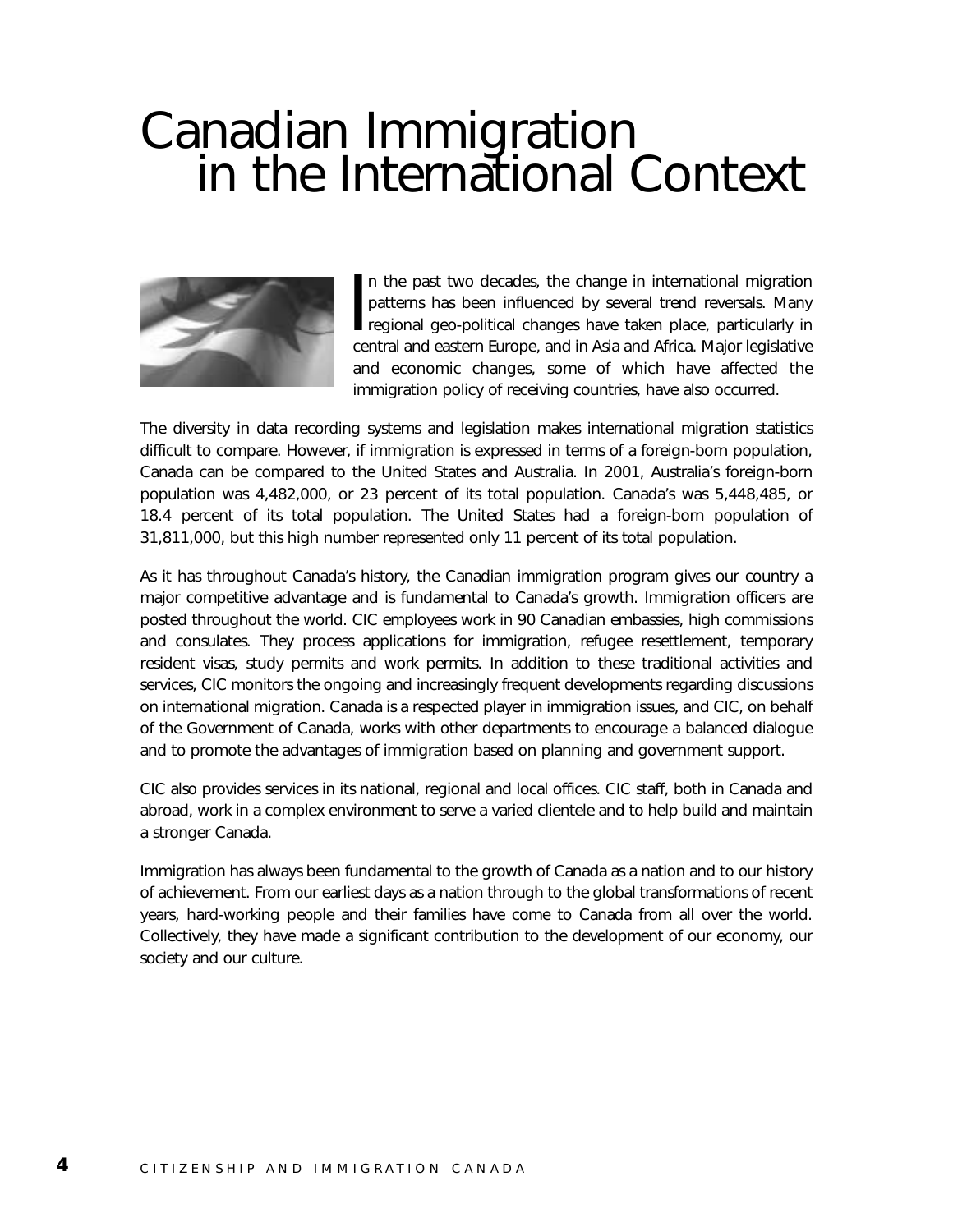# Canadian Immigration in the International Context

In the past two decades, the change in international migration patterns has been influenced by several trend reversals. Many regional geo-political changes have taken place, particularly in central and eastern Europe, and in Asia and Africa. Major legislative and economic changes, some of which have affected the immigration policy of receiving countries, have also occurred.

The diversity in data recording systems and legislation makes international migration statistics difficult to compare. However, if immigration is expressed in terms of a foreign-born population, Canada can be compared to the United States and Australia. In 2001, Australia's foreign-born population was 4,482,000, or 23 percent of its total population. Canada's was 5,448,485, or 18.4 percent of its total population. The United States had a foreign-born population of 31,811,000, but this high number represented only 11 percent of its total population.

As it has throughout Canada's history, the Canadian immigration program gives our country a major competitive advantage and is fundamental to Canada's growth. Immigration officers are posted throughout the world. CIC employees work in 90 Canadian embassies, high commissions and consulates. They process applications for immigration, refugee resettlement, temporary resident visas, study permits and work permits. In addition to these traditional activities and services, CIC monitors the ongoing and increasingly frequent developments regarding discussions on international migration. Canada is a respected player in immigration issues, and CIC, on behalf of the Government of Canada, works with other departments to encourage a balanced dialogue and to promote the advantages of immigration based on planning and government support.

CIC also provides services in its national, regional and local offices. CIC staff, both in Canada and abroad, work in a complex environment to serve a varied clientele and to help build and maintain a stronger Canada.

Immigration has always been fundamental to the growth of Canada as a nation and to our history of achievement. From our earliest days as a nation through to the global transformations of recent years, hard-working people and their families have come to Canada from all over the world. Collectively, they have made a significant contribution to the development of our economy, our society and our culture.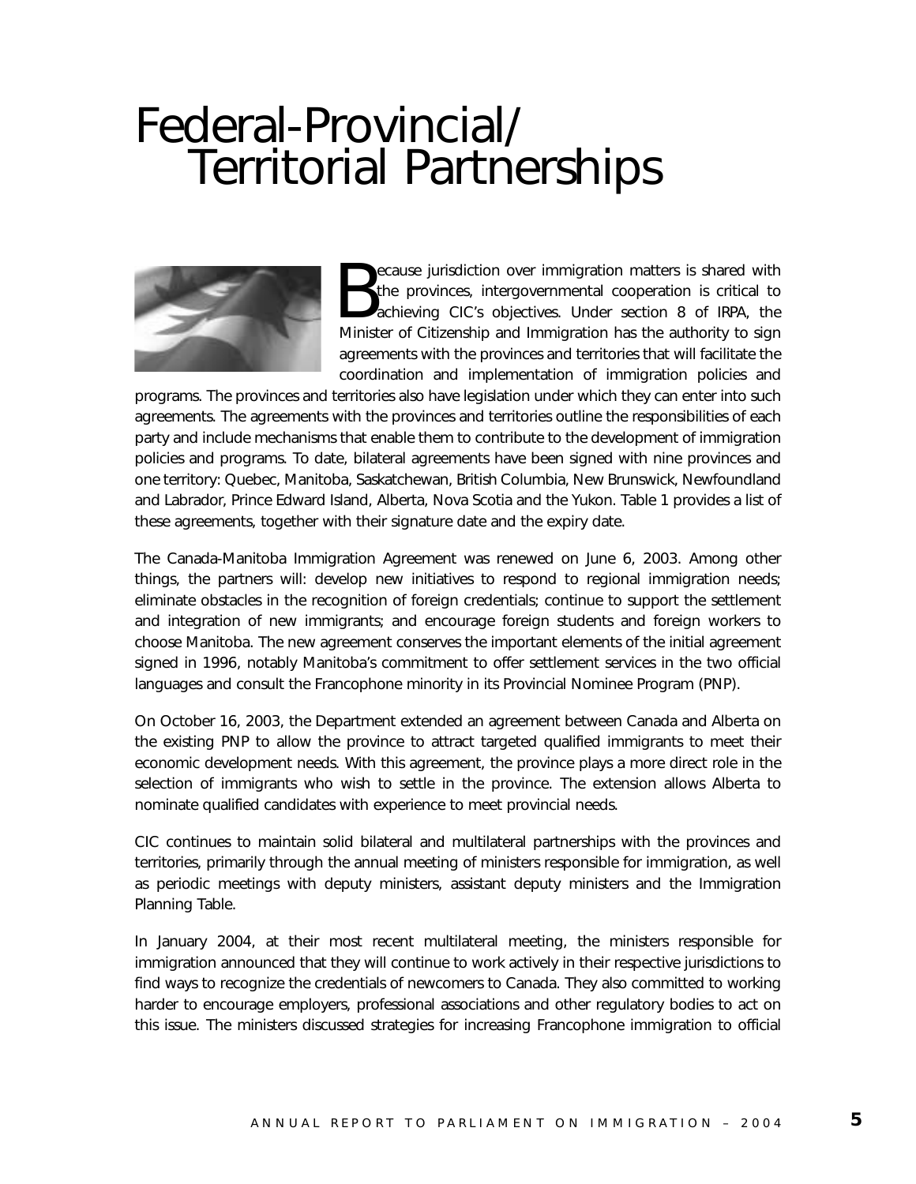# Federal-Provincial/ Territorial Partnerships

Because jurisdiction over immigration matters is shared with the provinces, intergovernmental cooperation is critical to achieving CIC's objectives. Under section 8 of IRPA, the Minister of Citizenship and Immigration has the authority to sign agreements with the provinces and territories that will facilitate the coordination and implementation of immigration policies and programs. The provinces and territories also have legislation under which they can enter into such agreements. The agreements with the provinces and territories outline the responsibilities of each party and include mechanisms that enable them to contribute to the development of immigration policies and programs. To date, bilateral agreements have been signed with nine provinces and one territory: Quebec, Manitoba, Saskatchewan, British Columbia, New Brunswick, Newfoundland and Labrador, Prince Edward Island, Alberta, Nova Scotia and the Yukon. Table 1 provides a list of these agreements, together with their signature date and the expiry date.

The Canada-Manitoba Immigration Agreement was renewed on June 6, 2003. Among other things, the partners will: develop new initiatives to respond to regional immigration needs; eliminate obstacles in the recognition of foreign credentials; continue to support the settlement and integration of new immigrants; and encourage foreign students and foreign workers to choose Manitoba. The new agreement conserves the important elements of the initial agreement signed in 1996, notably Manitoba's commitment to offer settlement services in the two official languages and consult the Francophone minority in its Provincial Nominee Program (PNP).

On October 16, 2003, the Department extended an agreement between Canada and Alberta on the existing PNP to allow the province to attract targeted qualified immigrants to meet their economic development needs. With this agreement, the province plays a more direct role in the selection of immigrants who wish to settle in the province. The extension allows Alberta to nominate qualified candidates with experience to meet provincial needs.

CIC continues to maintain solid bilateral and multilateral partnerships with the provinces and territories, primarily through the annual meeting of ministers responsible for immigration, as well as periodic meetings with deputy ministers, assistant deputy ministers and the Immigration Planning Table.

In January 2004, at their most recent multilateral meeting, the ministers responsible for immigration announced that they will continue to work actively in their respective jurisdictions to find ways to recognize the credentials of newcomers to Canada. They also committed to working harder to encourage employers, professional associations and other regulatory bodies to act on this issue. The ministers discussed strategies for increasing Francophone immigration to official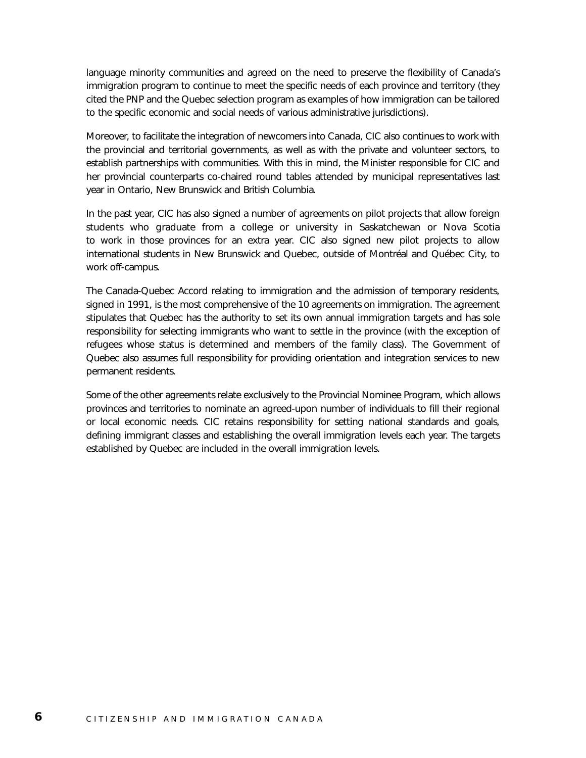language minority communities and agreed on the need to preserve the flexibility of Canada's immigration program to continue to meet the specific needs of each province and territory (they cited the PNP and the Quebec selection program as examples of how immigration can be tailored to the specific economic and social needs of various administrative jurisdictions).

Moreover, to facilitate the integration of newcomers into Canada, CIC also continues to work with the provincial and territorial governments, as well as with the private and volunteer sectors, to establish partnerships with communities. With this in mind, the Minister responsible for CIC and her provincial counterparts co-chaired round tables attended by municipal representatives last year in Ontario, New Brunswick and British Columbia.

In the past year, CIC has also signed a number of agreements on pilot projects that allow foreign students who graduate from a college or university in Saskatchewan or Nova Scotia to work in those provinces for an extra year. CIC also signed new pilot projects to allow international students in New Brunswick and Quebec, outside of Montréal and Québec City, to work off-campus.

The Canada-Quebec Accord relating to immigration and the admission of temporary residents, signed in 1991, is the most comprehensive of the 10 agreements on immigration. The agreement stipulates that Quebec has the authority to set its own annual immigration targets and has sole responsibility for selecting immigrants who want to settle in the province (with the exception of refugees whose status is determined and members of the family class). The Government of Quebec also assumes full responsibility for providing orientation and integration services to new permanent residents.

Some of the other agreements relate exclusively to the Provincial Nominee Program, which allows provinces and territories to nominate an agreed-upon number of individuals to fill their regional or local economic needs. CIC retains responsibility for setting national standards and goals, defining immigrant classes and establishing the overall immigration levels each year. The targets established by Quebec are included in the overall immigration levels.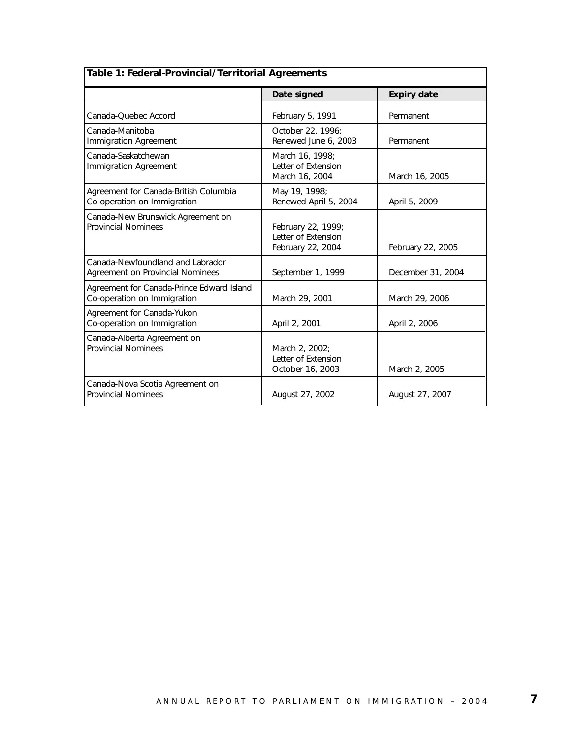**Table 1: Federal-Provincial/Territorial Agreements**

| | Date signed | Expiry date |
|---|---|---|
| Canada-Quebec Accord | February 5, 1991 | Permanent |
| Canada-Manitoba Immigration Agreement | October 22, 1996; Renewed June 6, 2003 | Permanent |
| Canada-Saskatchewan Immigration Agreement | March 16, 1998; Letter of Extension March 16, 2004 | March 16, 2005 |
| Agreement for Canada-British Columbia Co-operation on Immigration | May 19, 1998; Renewed April 5, 2004 | April 5, 2009 |
| Canada-New Brunswick Agreement on Provincial Nominees | February 22, 1999; Letter of Extension February 22, 2004 | February 22, 2005 |
| Canada-Newfoundland and Labrador Agreement on Provincial Nominees | September 1, 1999 | December 31, 2004 |
| Agreement for Canada-Prince Edward Island Co-operation on Immigration | March 29, 2001 | March 29, 2006 |
| Agreement for Canada-Yukon Co-operation on Immigration | April 2, 2001 | April 2, 2006 |
| Canada-Alberta Agreement on Provincial Nominees | March 2, 2002; Letter of Extension October 16, 2003 | March 2, 2005 |
| Canada-Nova Scotia Agreement on Provincial Nominees | August 27, 2002 | August 27, 2007 |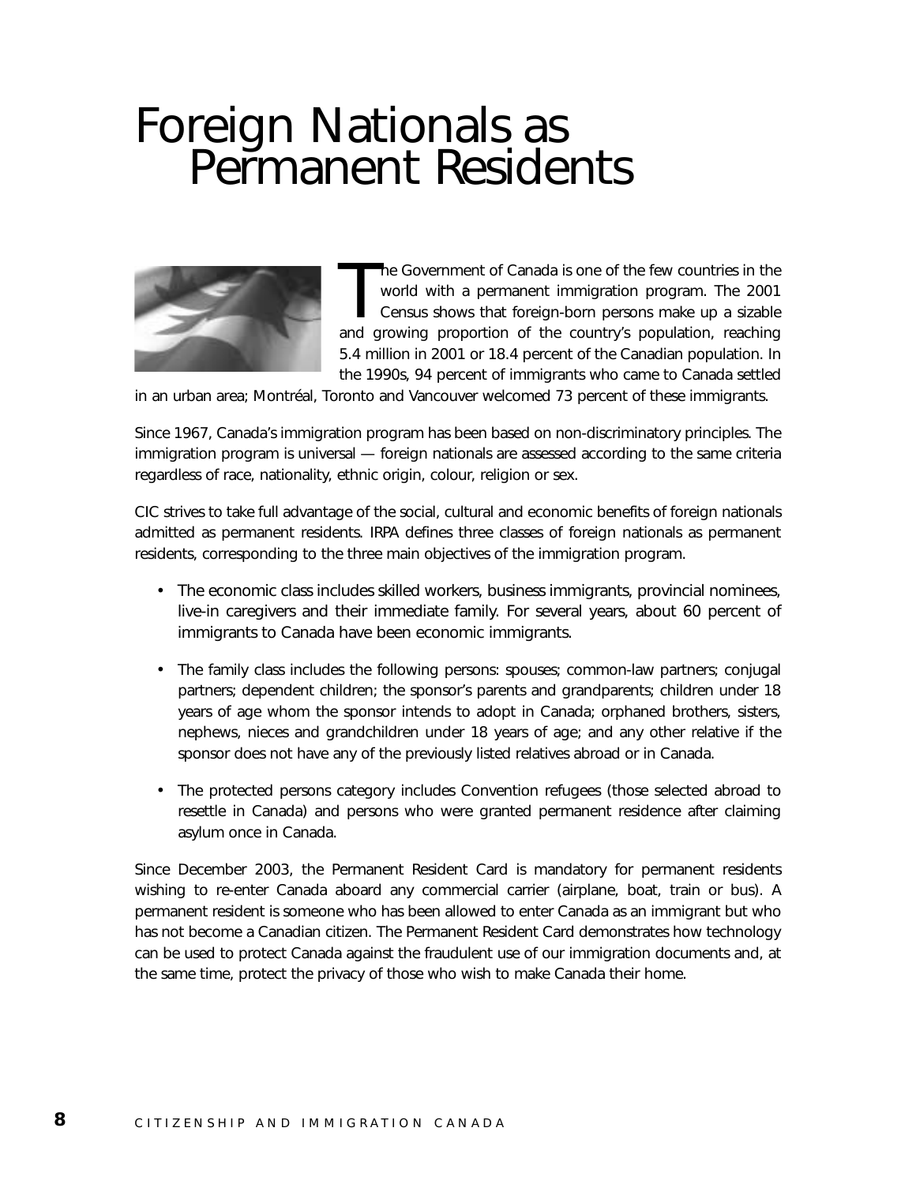# Foreign Nationals as Permanent Residents

The Government of Canada is one of the few countries in the world with a permanent immigration program. The 2001 Census shows that foreign-born persons make up a sizable and growing proportion of the country's population, reaching 5.4 million in 2001 or 18.4 percent of the Canadian population. In the 1990s, 94 percent of immigrants who came to Canada settled in an urban area; Montréal, Toronto and Vancouver welcomed 73 percent of these immigrants.

Since 1967, Canada's immigration program has been based on non-discriminatory principles. The immigration program is universal — foreign nationals are assessed according to the same criteria regardless of race, nationality, ethnic origin, colour, religion or sex.

CIC strives to take full advantage of the social, cultural and economic benefits of foreign nationals admitted as permanent residents. IRPA defines three classes of foreign nationals as permanent residents, corresponding to the three main objectives of the immigration program.

- The economic class includes skilled workers, business immigrants, provincial nominees, live-in caregivers and their immediate family. For several years, about 60 percent of immigrants to Canada have been economic immigrants.
- The family class includes the following persons: spouses; common-law partners; conjugal partners; dependent children; the sponsor's parents and grandparents; children under 18 years of age whom the sponsor intends to adopt in Canada; orphaned brothers, sisters, nephews, nieces and grandchildren under 18 years of age; and any other relative if the sponsor does not have any of the previously listed relatives abroad or in Canada.
- The protected persons category includes Convention refugees (those selected abroad to resettle in Canada) and persons who were granted permanent residence after claiming asylum once in Canada.

Since December 2003, the Permanent Resident Card is mandatory for permanent residents wishing to re-enter Canada aboard any commercial carrier (airplane, boat, train or bus). A permanent resident is someone who has been allowed to enter Canada as an immigrant but who has not become a Canadian citizen. The Permanent Resident Card demonstrates how technology can be used to protect Canada against the fraudulent use of our immigration documents and, at the same time, protect the privacy of those who wish to make Canada their home.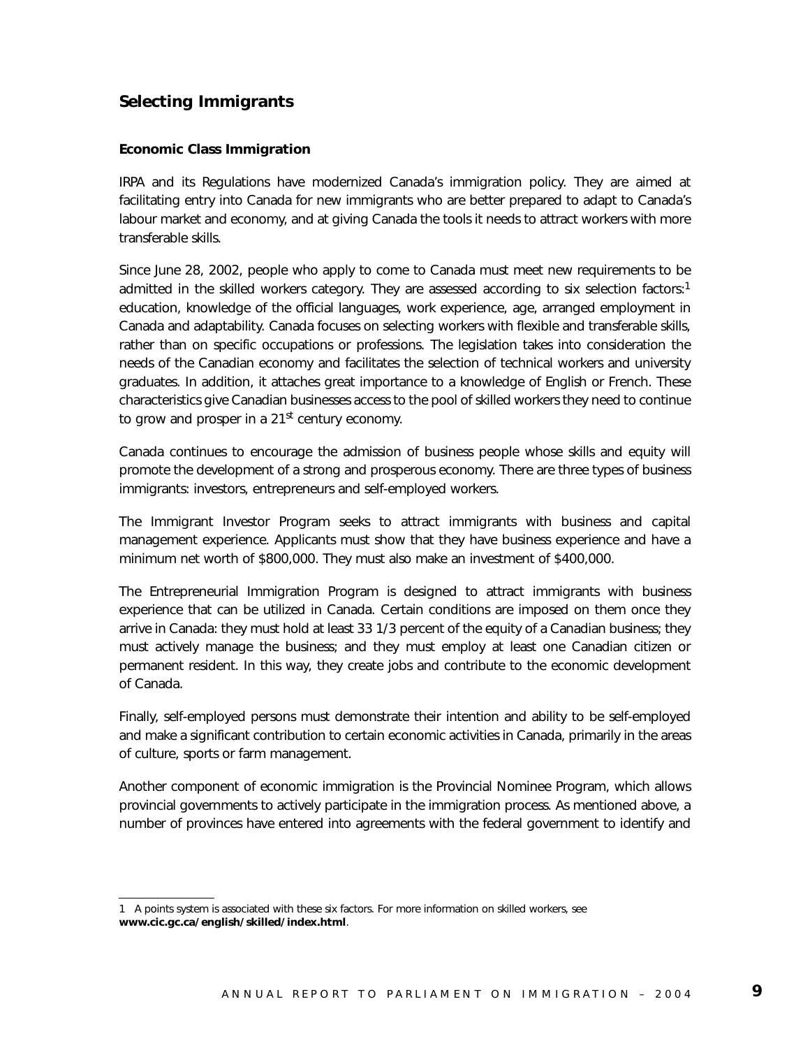## Selecting Immigrants

### Economic Class Immigration

IRPA and its Regulations have modernized Canada's immigration policy. They are aimed at facilitating entry into Canada for new immigrants who are better prepared to adapt to Canada's labour market and economy, and at giving Canada the tools it needs to attract workers with more transferable skills.

Since June 28, 2002, people who apply to come to Canada must meet new requirements to be admitted in the skilled workers category. They are assessed according to six selection factors:[1] education, knowledge of the official languages, work experience, age, arranged employment in Canada and adaptability. Canada focuses on selecting workers with flexible and transferable skills, rather than on specific occupations or professions. The legislation takes into consideration the needs of the Canadian economy and facilitates the selection of technical workers and university graduates. In addition, it attaches great importance to a knowledge of English or French. These characteristics give Canadian businesses access to the pool of skilled workers they need to continue to grow and prosper in a 21st century economy.

Canada continues to encourage the admission of business people whose skills and equity will promote the development of a strong and prosperous economy. There are three types of business immigrants: investors, entrepreneurs and self-employed workers.

The Immigrant Investor Program seeks to attract immigrants with business and capital management experience. Applicants must show that they have business experience and have a minimum net worth of $800,000. They must also make an investment of $400,000.

The Entrepreneurial Immigration Program is designed to attract immigrants with business experience that can be utilized in Canada. Certain conditions are imposed on them once they arrive in Canada: they must hold at least 33 1/3 percent of the equity of a Canadian business; they must actively manage the business; and they must employ at least one Canadian citizen or permanent resident. In this way, they create jobs and contribute to the economic development of Canada.

Finally, self-employed persons must demonstrate their intention and ability to be self-employed and make a significant contribution to certain economic activities in Canada, primarily in the areas of culture, sports or farm management.

Another component of economic immigration is the Provincial Nominee Program, which allows provincial governments to actively participate in the immigration process. As mentioned above, a number of provinces have entered into agreements with the federal government to identify and

---

1 A points system is associated with these six factors. For more information on skilled workers, see **www.cic.gc.ca/english/skilled/index.html**.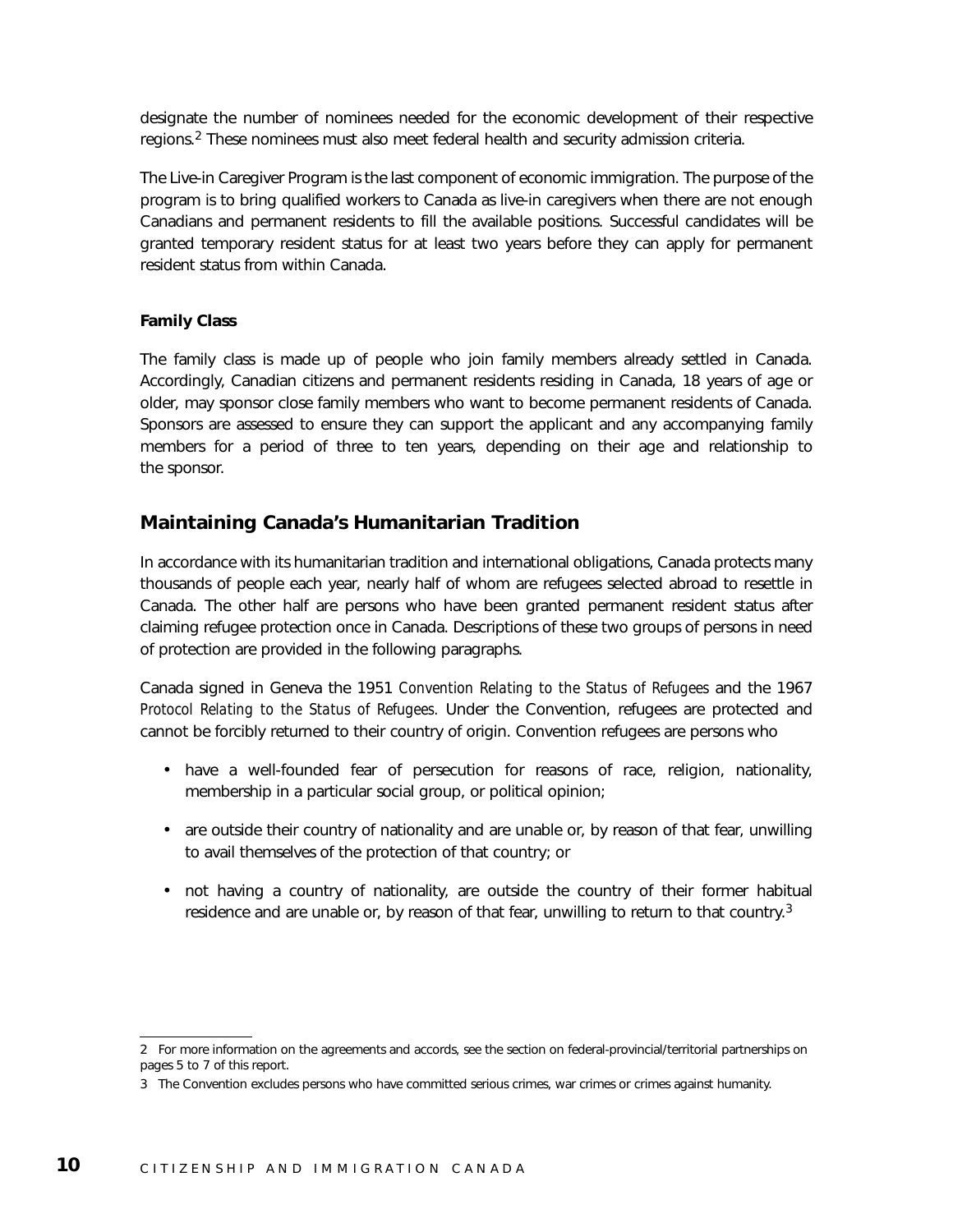designate the number of nominees needed for the economic development of their respective regions.[2] These nominees must also meet federal health and security admission criteria.

The Live-in Caregiver Program is the last component of economic immigration. The purpose of the program is to bring qualified workers to Canada as live-in caregivers when there are not enough Canadians and permanent residents to fill the available positions. Successful candidates will be granted temporary resident status for at least two years before they can apply for permanent resident status from within Canada.

**Family Class**

The family class is made up of people who join family members already settled in Canada. Accordingly, Canadian citizens and permanent residents residing in Canada, 18 years of age or older, may sponsor close family members who want to become permanent residents of Canada. Sponsors are assessed to ensure they can support the applicant and any accompanying family members for a period of three to ten years, depending on their age and relationship to the sponsor.

## Maintaining Canada's Humanitarian Tradition

In accordance with its humanitarian tradition and international obligations, Canada protects many thousands of people each year, nearly half of whom are refugees selected abroad to resettle in Canada. The other half are persons who have been granted permanent resident status after claiming refugee protection once in Canada. Descriptions of these two groups of persons in need of protection are provided in the following paragraphs.

Canada signed in Geneva the 1951 *Convention Relating to the Status of Refugees* and the 1967 *Protocol Relating to the Status of Refugees*. Under the Convention, refugees are protected and cannot be forcibly returned to their country of origin. Convention refugees are persons who

- have a well-founded fear of persecution for reasons of race, religion, nationality, membership in a particular social group, or political opinion;
- are outside their country of nationality and are unable or, by reason of that fear, unwilling to avail themselves of the protection of that country; or
- not having a country of nationality, are outside the country of their former habitual residence and are unable or, by reason of that fear, unwilling to return to that country.[3]

---

2 For more information on the agreements and accords, see the section on federal-provincial/territorial partnerships on pages 5 to 7 of this report.

3 The Convention excludes persons who have committed serious crimes, war crimes or crimes against humanity.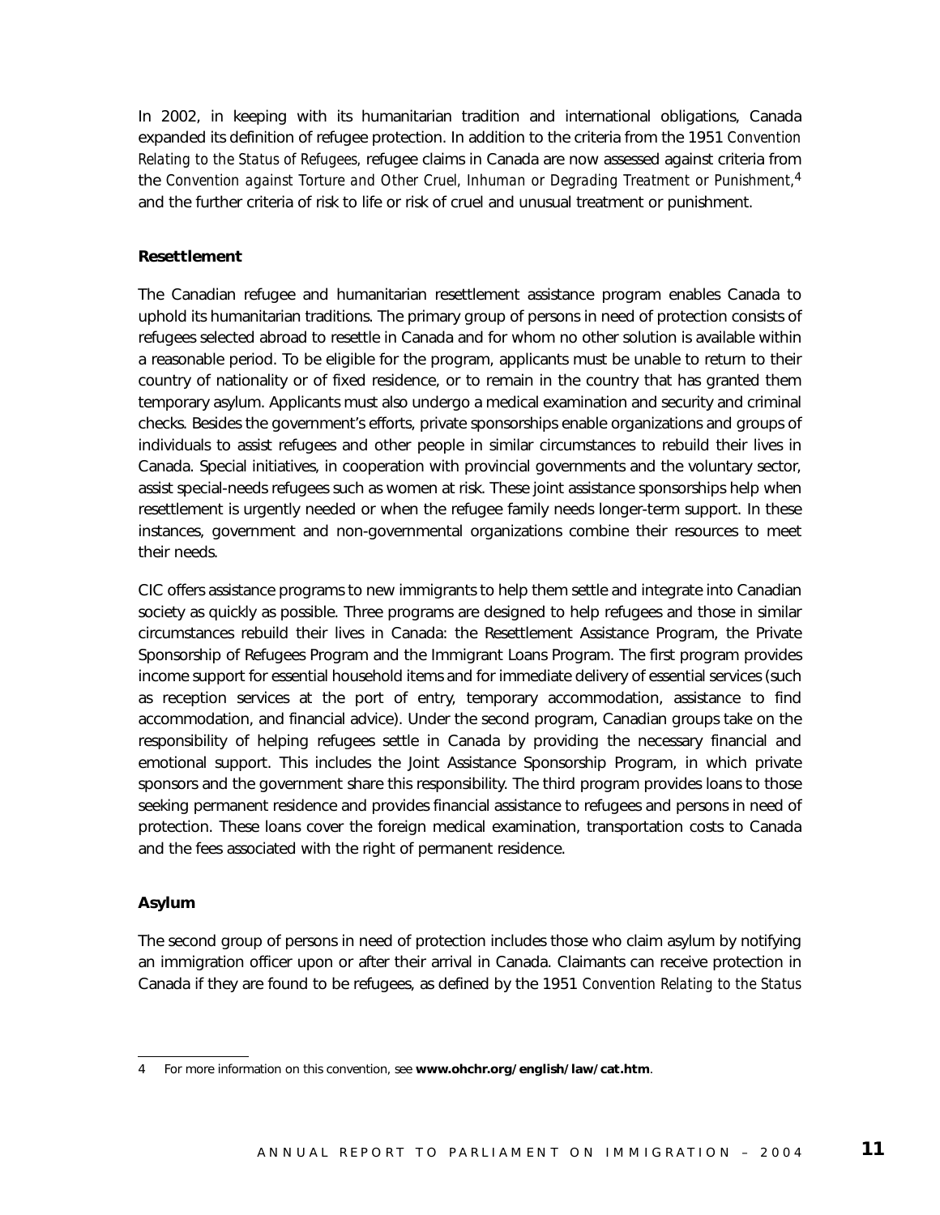In 2002, in keeping with its humanitarian tradition and international obligations, Canada expanded its definition of refugee protection. In addition to the criteria from the 1951 *Convention Relating to the Status of Refugees*, refugee claims in Canada are now assessed against criteria from the *Convention against Torture and Other Cruel, Inhuman or Degrading Treatment or Punishment*,[4] and the further criteria of risk to life or risk of cruel and unusual treatment or punishment.

**Resettlement**

The Canadian refugee and humanitarian resettlement assistance program enables Canada to uphold its humanitarian traditions. The primary group of persons in need of protection consists of refugees selected abroad to resettle in Canada and for whom no other solution is available within a reasonable period. To be eligible for the program, applicants must be unable to return to their country of nationality or of fixed residence, or to remain in the country that has granted them temporary asylum. Applicants must also undergo a medical examination and security and criminal checks. Besides the government's efforts, private sponsorships enable organizations and groups of individuals to assist refugees and other people in similar circumstances to rebuild their lives in Canada. Special initiatives, in cooperation with provincial governments and the voluntary sector, assist special-needs refugees such as women at risk. These joint assistance sponsorships help when resettlement is urgently needed or when the refugee family needs longer-term support. In these instances, government and non-governmental organizations combine their resources to meet their needs.

CIC offers assistance programs to new immigrants to help them settle and integrate into Canadian society as quickly as possible. Three programs are designed to help refugees and those in similar circumstances rebuild their lives in Canada: the Resettlement Assistance Program, the Private Sponsorship of Refugees Program and the Immigrant Loans Program. The first program provides income support for essential household items and for immediate delivery of essential services (such as reception services at the port of entry, temporary accommodation, assistance to find accommodation, and financial advice). Under the second program, Canadian groups take on the responsibility of helping refugees settle in Canada by providing the necessary financial and emotional support. This includes the Joint Assistance Sponsorship Program, in which private sponsors and the government share this responsibility. The third program provides loans to those seeking permanent residence and provides financial assistance to refugees and persons in need of protection. These loans cover the foreign medical examination, transportation costs to Canada and the fees associated with the right of permanent residence.

**Asylum**

The second group of persons in need of protection includes those who claim asylum by notifying an immigration officer upon or after their arrival in Canada. Claimants can receive protection in Canada if they are found to be refugees, as defined by the 1951 *Convention Relating to the Status*

---

4 For more information on this convention, see **www.ohchr.org/english/law/cat.htm**.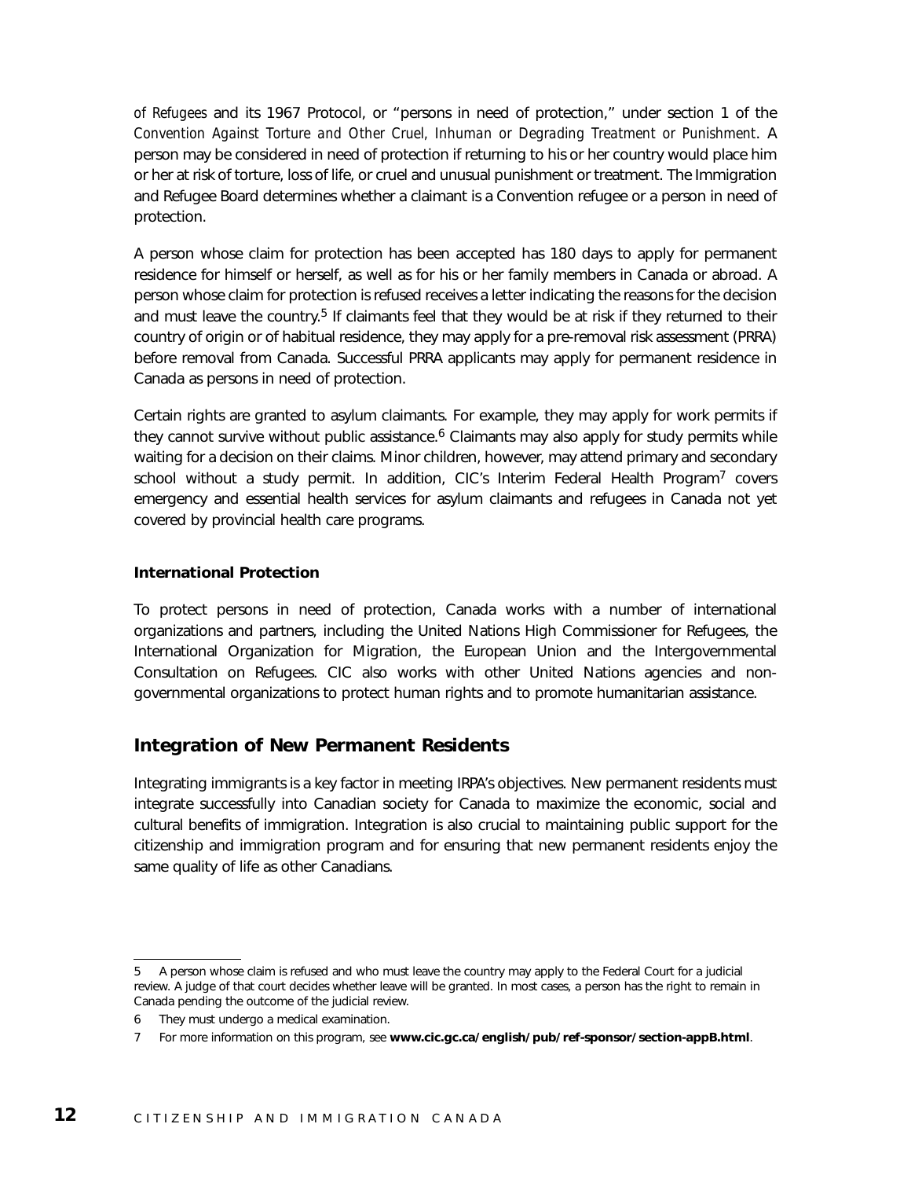*of Refugees* and its 1967 Protocol, or “persons in need of protection,” under section 1 of the *Convention Against Torture and Other Cruel, Inhuman or Degrading Treatment or Punishment*. A person may be considered in need of protection if returning to his or her country would place him or her at risk of torture, loss of life, or cruel and unusual punishment or treatment. The Immigration and Refugee Board determines whether a claimant is a Convention refugee or a person in need of protection.

A person whose claim for protection has been accepted has 180 days to apply for permanent residence for himself or herself, as well as for his or her family members in Canada or abroad. A person whose claim for protection is refused receives a letter indicating the reasons for the decision and must leave the country.[5] If claimants feel that they would be at risk if they returned to their country of origin or of habitual residence, they may apply for a pre-removal risk assessment (PRRA) before removal from Canada. Successful PRRA applicants may apply for permanent residence in Canada as persons in need of protection.

Certain rights are granted to asylum claimants. For example, they may apply for work permits if they cannot survive without public assistance.[6] Claimants may also apply for study permits while waiting for a decision on their claims. Minor children, however, may attend primary and secondary school without a study permit. In addition, CIC’s Interim Federal Health Program[7] covers emergency and essential health services for asylum claimants and refugees in Canada not yet covered by provincial health care programs.

#### International Protection

To protect persons in need of protection, Canada works with a number of international organizations and partners, including the United Nations High Commissioner for Refugees, the International Organization for Migration, the European Union and the Intergovernmental Consultation on Refugees. CIC also works with other United Nations agencies and non-governmental organizations to protect human rights and to promote humanitarian assistance.

### Integration of New Permanent Residents

Integrating immigrants is a key factor in meeting IRPA’s objectives. New permanent residents must integrate successfully into Canadian society for Canada to maximize the economic, social and cultural benefits of immigration. Integration is also crucial to maintaining public support for the citizenship and immigration program and for ensuring that new permanent residents enjoy the same quality of life as other Canadians.

---

5 A person whose claim is refused and who must leave the country may apply to the Federal Court for a judicial review. A judge of that court decides whether leave will be granted. In most cases, a person has the right to remain in Canada pending the outcome of the judicial review.

6 They must undergo a medical examination.

7 For more information on this program, see **www.cic.gc.ca/english/pub/ref-sponsor/section-appB.html**.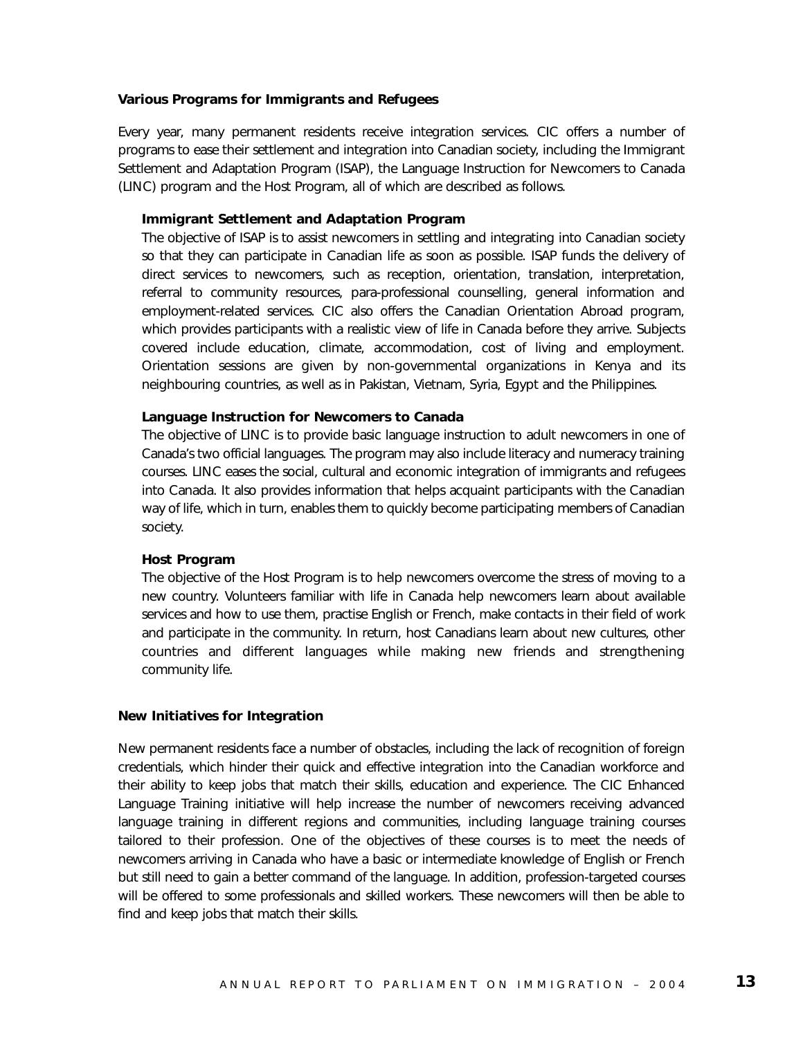## Various Programs for Immigrants and Refugees

Every year, many permanent residents receive integration services. CIC offers a number of programs to ease their settlement and integration into Canadian society, including the Immigrant Settlement and Adaptation Program (ISAP), the Language Instruction for Newcomers to Canada (LINC) program and the Host Program, all of which are described as follows.

### Immigrant Settlement and Adaptation Program

The objective of ISAP is to assist newcomers in settling and integrating into Canadian society so that they can participate in Canadian life as soon as possible. ISAP funds the delivery of direct services to newcomers, such as reception, orientation, translation, interpretation, referral to community resources, para-professional counselling, general information and employment-related services. CIC also offers the Canadian Orientation Abroad program, which provides participants with a realistic view of life in Canada before they arrive. Subjects covered include education, climate, accommodation, cost of living and employment. Orientation sessions are given by non-governmental organizations in Kenya and its neighbouring countries, as well as in Pakistan, Vietnam, Syria, Egypt and the Philippines.

### Language Instruction for Newcomers to Canada

The objective of LINC is to provide basic language instruction to adult newcomers in one of Canada's two official languages. The program may also include literacy and numeracy training courses. LINC eases the social, cultural and economic integration of immigrants and refugees into Canada. It also provides information that helps acquaint participants with the Canadian way of life, which in turn, enables them to quickly become participating members of Canadian society.

### Host Program

The objective of the Host Program is to help newcomers overcome the stress of moving to a new country. Volunteers familiar with life in Canada help newcomers learn about available services and how to use them, practise English or French, make contacts in their field of work and participate in the community. In return, host Canadians learn about new cultures, other countries and different languages while making new friends and strengthening community life.

## New Initiatives for Integration

New permanent residents face a number of obstacles, including the lack of recognition of foreign credentials, which hinder their quick and effective integration into the Canadian workforce and their ability to keep jobs that match their skills, education and experience. The CIC Enhanced Language Training initiative will help increase the number of newcomers receiving advanced language training in different regions and communities, including language training courses tailored to their profession. One of the objectives of these courses is to meet the needs of newcomers arriving in Canada who have a basic or intermediate knowledge of English or French but still need to gain a better command of the language. In addition, profession-targeted courses will be offered to some professionals and skilled workers. These newcomers will then be able to find and keep jobs that match their skills.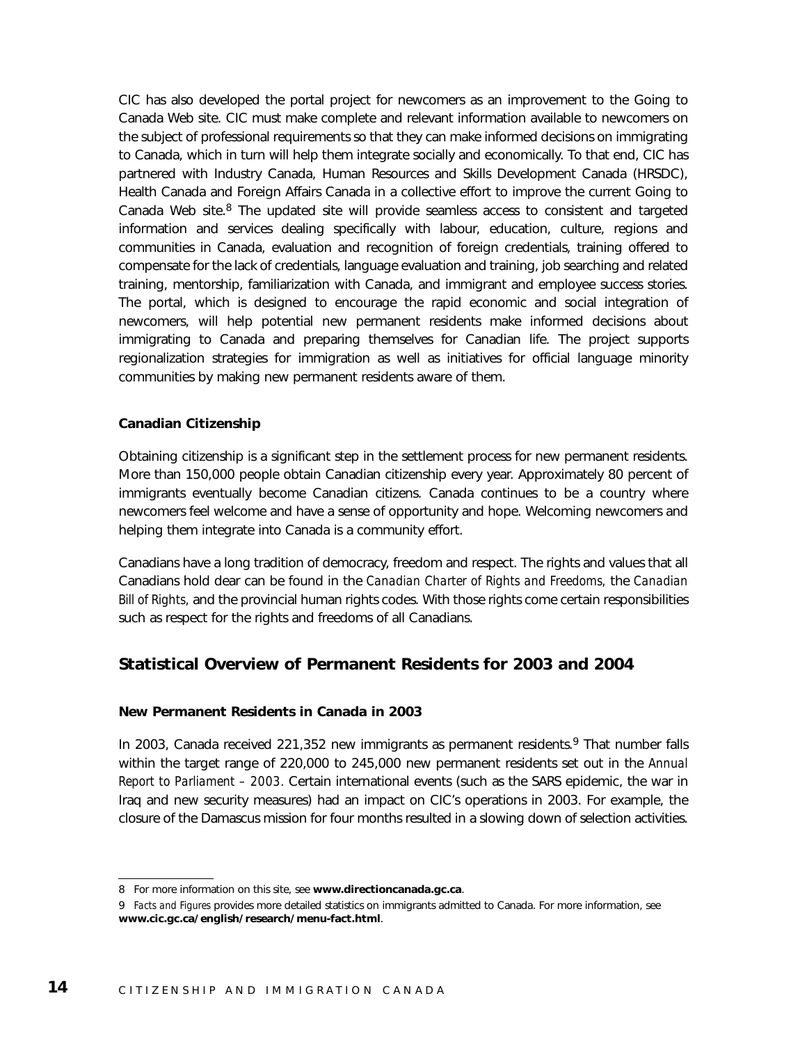CIC has also developed the portal project for newcomers as an improvement to the Going to Canada Web site. CIC must make complete and relevant information available to newcomers on the subject of professional requirements so that they can make informed decisions on immigrating to Canada, which in turn will help them integrate socially and economically. To that end, CIC has partnered with Industry Canada, Human Resources and Skills Development Canada (HRSDC), Health Canada and Foreign Affairs Canada in a collective effort to improve the current Going to Canada Web site.[8] The updated site will provide seamless access to consistent and targeted information and services dealing specifically with labour, education, culture, regions and communities in Canada, evaluation and recognition of foreign credentials, training offered to compensate for the lack of credentials, language evaluation and training, job searching and related training, mentorship, familiarization with Canada, and immigrant and employee success stories. The portal, which is designed to encourage the rapid economic and social integration of newcomers, will help potential new permanent residents make informed decisions about immigrating to Canada and preparing themselves for Canadian life. The project supports regionalization strategies for immigration as well as initiatives for official language minority communities by making new permanent residents aware of them.

### Canadian Citizenship

Obtaining citizenship is a significant step in the settlement process for new permanent residents. More than 150,000 people obtain Canadian citizenship every year. Approximately 80 percent of immigrants eventually become Canadian citizens. Canada continues to be a country where newcomers feel welcome and have a sense of opportunity and hope. Welcoming newcomers and helping them integrate into Canada is a community effort.

Canadians have a long tradition of democracy, freedom and respect. The rights and values that all Canadians hold dear can be found in the *Canadian Charter of Rights and Freedoms*, the *Canadian Bill of Rights*, and the provincial human rights codes. With those rights come certain responsibilities such as respect for the rights and freedoms of all Canadians.

## Statistical Overview of Permanent Residents for 2003 and 2004

### New Permanent Residents in Canada in 2003

In 2003, Canada received 221,352 new immigrants as permanent residents.[9] That number falls within the target range of 220,000 to 245,000 new permanent residents set out in the *Annual Report to Parliament – 2003*. Certain international events (such as the SARS epidemic, the war in Iraq and new security measures) had an impact on CIC's operations in 2003. For example, the closure of the Damascus mission for four months resulted in a slowing down of selection activities.

---

8 For more information on this site, see **www.directioncanada.gc.ca**.

9 *Facts and Figures* provides more detailed statistics on immigrants admitted to Canada. For more information, see **www.cic.gc.ca/english/research/menu-fact.html**.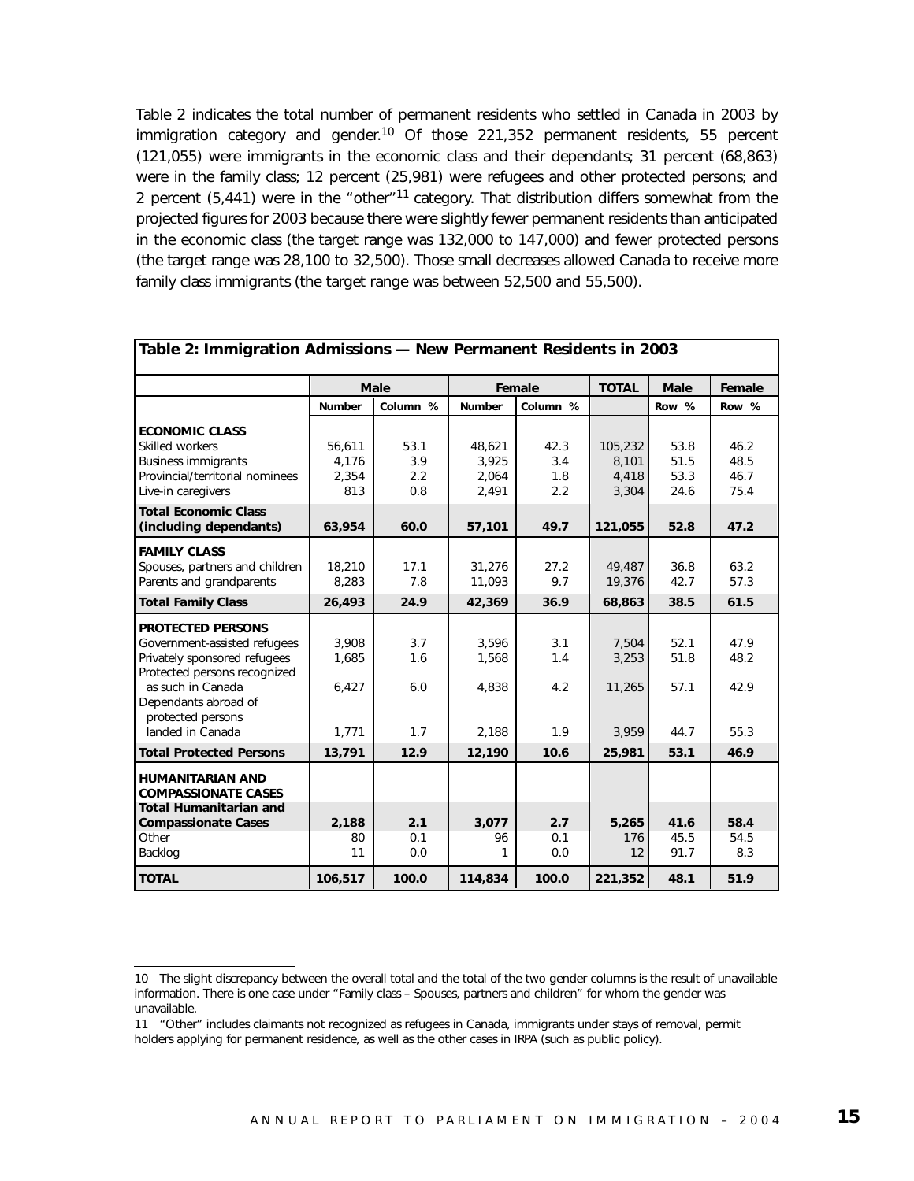Table 2 indicates the total number of permanent residents who settled in Canada in 2003 by immigration category and gender.[10] Of those 221,352 permanent residents, 55 percent (121,055) were immigrants in the economic class and their dependants; 31 percent (68,863) were in the family class; 12 percent (25,981) were refugees and other protected persons; and 2 percent (5,441) were in the "other"[11] category. That distribution differs somewhat from the projected figures for 2003 because there were slightly fewer permanent residents than anticipated in the economic class (the target range was 132,000 to 147,000) and fewer protected persons (the target range was 28,100 to 32,500). Those small decreases allowed Canada to receive more family class immigrants (the target range was between 52,500 and 55,500).

**Table 2: Immigration Admissions — New Permanent Residents in 2003**

| | Male | | Female | | TOTAL | Male | Female |
|---|---|---|---|---|---|---|---|
| | Number | Column % | Number | Column % | | Row % | Row % |
| **ECONOMIC CLASS** | | | | | | | |
| Skilled workers | 56,611 | 53.1 | 48,621 | 42.3 | 105,232 | 53.8 | 46.2 |
| Business immigrants | 4,176 | 3.9 | 3,925 | 3.4 | 8,101 | 51.5 | 48.5 |
| Provincial/territorial nominees | 2,354 | 2.2 | 2,064 | 1.8 | 4,418 | 53.3 | 46.7 |
| Live-in caregivers | 813 | 0.8 | 2,491 | 2.2 | 3,304 | 24.6 | 75.4 |
| **Total Economic Class (including dependants)** | **63,954** | **60.0** | **57,101** | **49.7** | **121,055** | **52.8** | **47.2** |
| **FAMILY CLASS** | | | | | | | |
| Spouses, partners and children | 18,210 | 17.1 | 31,276 | 27.2 | 49,487 | 36.8 | 63.2 |
| Parents and grandparents | 8,283 | 7.8 | 11,093 | 9.7 | 19,376 | 42.7 | 57.3 |
| **Total Family Class** | **26,493** | **24.9** | **42,369** | **36.9** | **68,863** | **38.5** | **61.5** |
| **PROTECTED PERSONS** | | | | | | | |
| Government-assisted refugees | 3,908 | 3.7 | 3,596 | 3.1 | 7,504 | 52.1 | 47.9 |
| Privately sponsored refugees | 1,685 | 1.6 | 1,568 | 1.4 | 3,253 | 51.8 | 48.2 |
| Protected persons recognized as such in Canada | 6,427 | 6.0 | 4,838 | 4.2 | 11,265 | 57.1 | 42.9 |
| Dependants abroad of protected persons landed in Canada | 1,771 | 1.7 | 2,188 | 1.9 | 3,959 | 44.7 | 55.3 |
| **Total Protected Persons** | **13,791** | **12.9** | **12,190** | **10.6** | **25,981** | **53.1** | **46.9** |
| **HUMANITARIAN AND COMPASSIONATE CASES** | | | | | | | |
| **Total Humanitarian and Compassionate Cases** | **2,188** | **2.1** | **3,077** | **2.7** | **5,265** | **41.6** | **58.4** |
| Other | 80 | 0.1 | 96 | 0.1 | 176 | 45.5 | 54.5 |
| Backlog | 11 | 0.0 | 1 | 0.0 | 12 | 91.7 | 8.3 |
| **TOTAL** | **106,517** | **100.0** | **114,834** | **100.0** | **221,352** | **48.1** | **51.9** |

10 The slight discrepancy between the overall total and the total of the two gender columns is the result of unavailable information. There is one case under "Family class – Spouses, partners and children" for whom the gender was unavailable.

11 "Other" includes claimants not recognized as refugees in Canada, immigrants under stays of removal, permit holders applying for permanent residence, as well as the other cases in IRPA (such as public policy).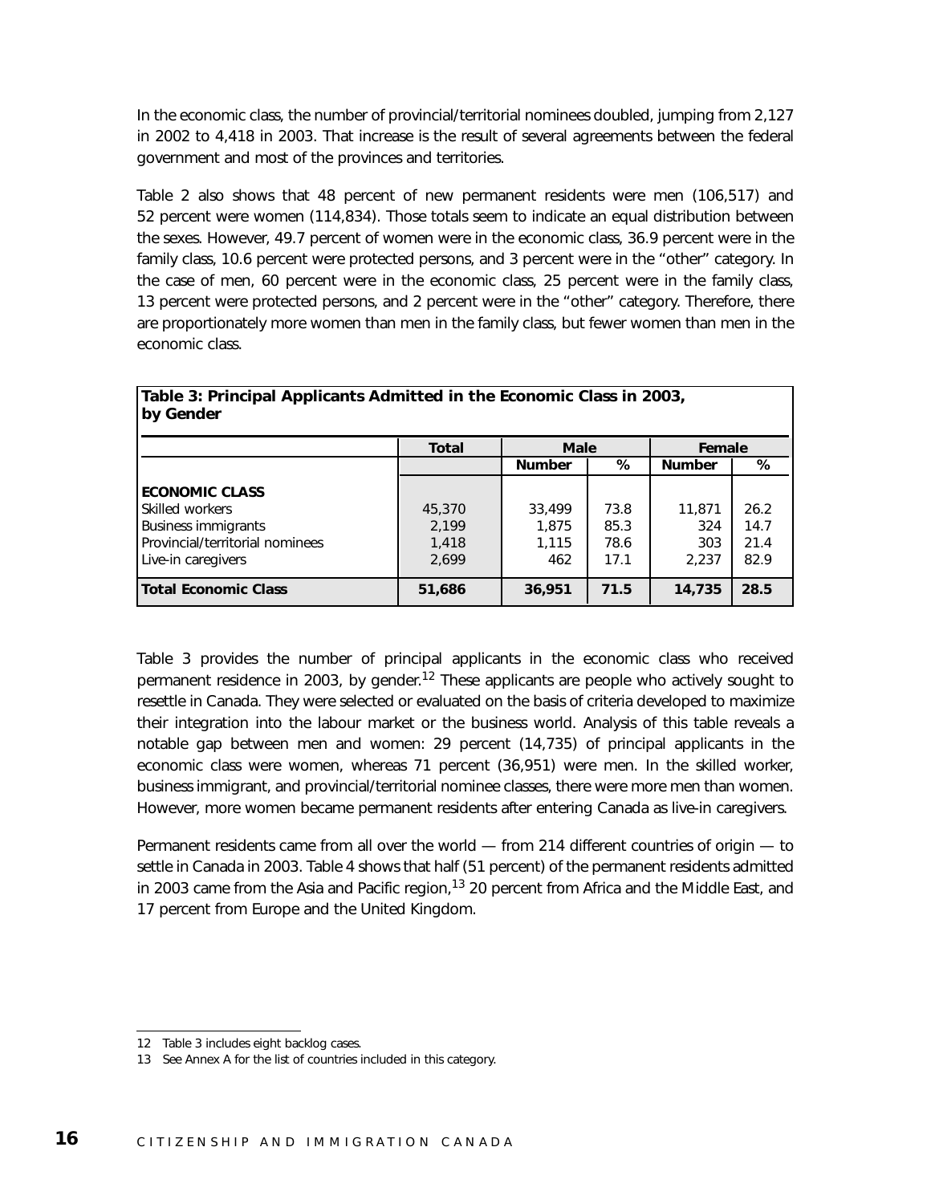In the economic class, the number of provincial/territorial nominees doubled, jumping from 2,127 in 2002 to 4,418 in 2003. That increase is the result of several agreements between the federal government and most of the provinces and territories.

Table 2 also shows that 48 percent of new permanent residents were men (106,517) and 52 percent were women (114,834). Those totals seem to indicate an equal distribution between the sexes. However, 49.7 percent of women were in the economic class, 36.9 percent were in the family class, 10.6 percent were protected persons, and 3 percent were in the "other" category. In the case of men, 60 percent were in the economic class, 25 percent were in the family class, 13 percent were protected persons, and 2 percent were in the "other" category. Therefore, there are proportionately more women than men in the family class, but fewer women than men in the economic class.

**Table 3: Principal Applicants Admitted in the Economic Class in 2003, by Gender**

| | Total | Male | | Female | |
|---|---|---|---|---|---|
| | | Number | % | Number | % |
| **ECONOMIC CLASS** | | | | | |
| Skilled workers | 45,370 | 33,499 | 73.8 | 11,871 | 26.2 |
| Business immigrants | 2,199 | 1,875 | 85.3 | 324 | 14.7 |
| Provincial/territorial nominees | 1,418 | 1,115 | 78.6 | 303 | 21.4 |
| Live-in caregivers | 2,699 | 462 | 17.1 | 2,237 | 82.9 |
| **Total Economic Class** | **51,686** | **36,951** | **71.5** | **14,735** | **28.5** |

Table 3 provides the number of principal applicants in the economic class who received permanent residence in 2003, by gender.[12] These applicants are people who actively sought to resettle in Canada. They were selected or evaluated on the basis of criteria developed to maximize their integration into the labour market or the business world. Analysis of this table reveals a notable gap between men and women: 29 percent (14,735) of principal applicants in the economic class were women, whereas 71 percent (36,951) were men. In the skilled worker, business immigrant, and provincial/territorial nominee classes, there were more men than women. However, more women became permanent residents after entering Canada as live-in caregivers.

Permanent residents came from all over the world — from 214 different countries of origin — to settle in Canada in 2003. Table 4 shows that half (51 percent) of the permanent residents admitted in 2003 came from the Asia and Pacific region,[13] 20 percent from Africa and the Middle East, and 17 percent from Europe and the United Kingdom.

---

12 Table 3 includes eight backlog cases.

13 See Annex A for the list of countries included in this category.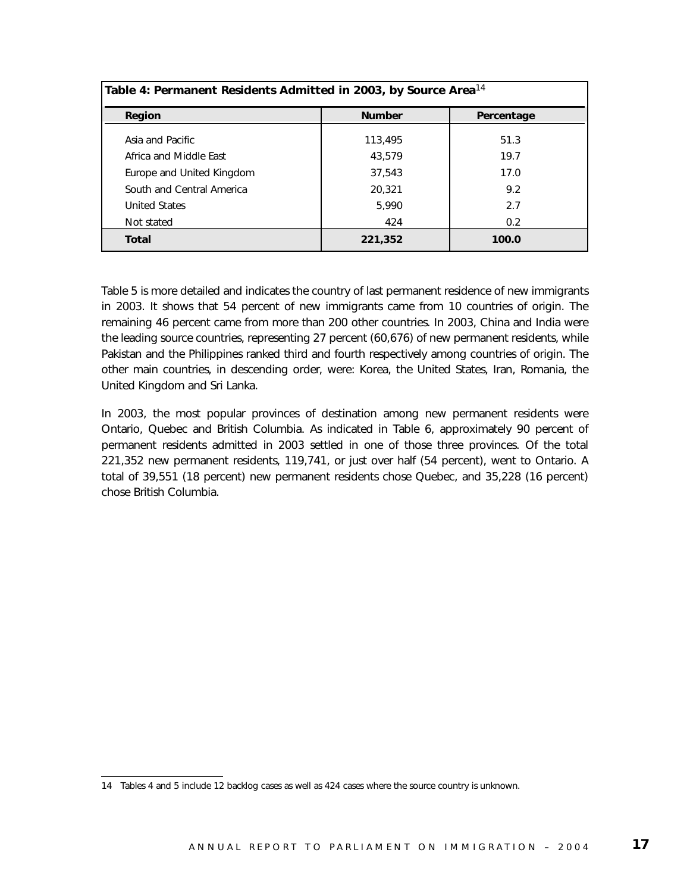**Table 4: Permanent Residents Admitted in 2003, by Source Area**[14]

| Region | Number | Percentage |
|---|---|---|
| Asia and Pacific | 113,495 | 51.3 |
| Africa and Middle East | 43,579 | 19.7 |
| Europe and United Kingdom | 37,543 | 17.0 |
| South and Central America | 20,321 | 9.2 |
| United States | 5,990 | 2.7 |
| Not stated | 424 | 0.2 |
| **Total** | **221,352** | **100.0** |

Table 5 is more detailed and indicates the country of last permanent residence of new immigrants in 2003. It shows that 54 percent of new immigrants came from 10 countries of origin. The remaining 46 percent came from more than 200 other countries. In 2003, China and India were the leading source countries, representing 27 percent (60,676) of new permanent residents, while Pakistan and the Philippines ranked third and fourth respectively among countries of origin. The other main countries, in descending order, were: Korea, the United States, Iran, Romania, the United Kingdom and Sri Lanka.

In 2003, the most popular provinces of destination among new permanent residents were Ontario, Quebec and British Columbia. As indicated in Table 6, approximately 90 percent of permanent residents admitted in 2003 settled in one of those three provinces. Of the total 221,352 new permanent residents, 119,741, or just over half (54 percent), went to Ontario. A total of 39,551 (18 percent) new permanent residents chose Quebec, and 35,228 (16 percent) chose British Columbia.

---

14 Tables 4 and 5 include 12 backlog cases as well as 424 cases where the source country is unknown.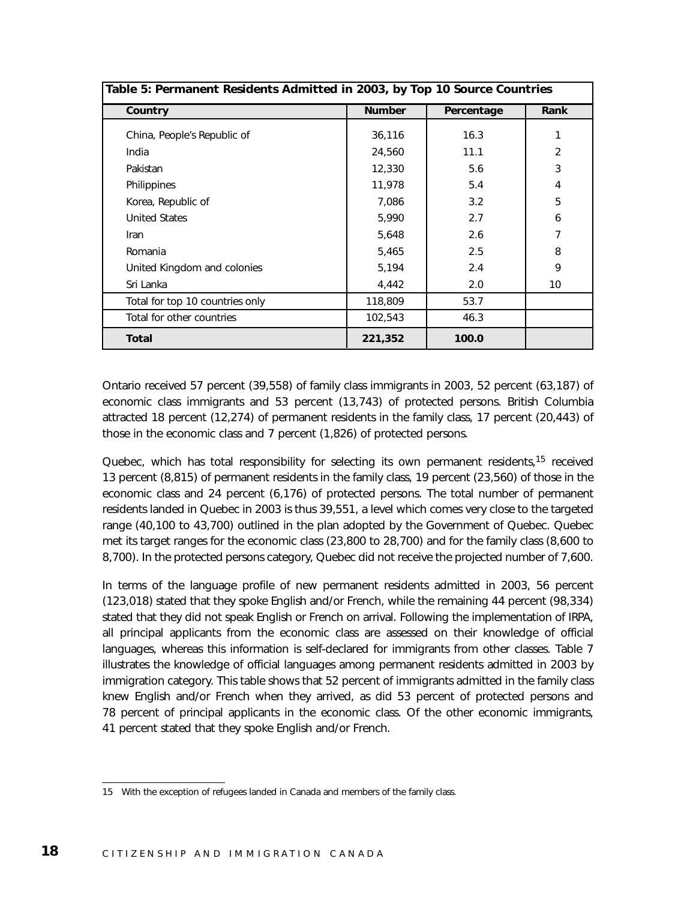**Table 5: Permanent Residents Admitted in 2003, by Top 10 Source Countries**

| Country | Number | Percentage | Rank |
|---|---|---|---|
| China, People's Republic of | 36,116 | 16.3 | 1 |
| India | 24,560 | 11.1 | 2 |
| Pakistan | 12,330 | 5.6 | 3 |
| Philippines | 11,978 | 5.4 | 4 |
| Korea, Republic of | 7,086 | 3.2 | 5 |
| United States | 5,990 | 2.7 | 6 |
| Iran | 5,648 | 2.6 | 7 |
| Romania | 5,465 | 2.5 | 8 |
| United Kingdom and colonies | 5,194 | 2.4 | 9 |
| Sri Lanka | 4,442 | 2.0 | 10 |
| Total for top 10 countries only | 118,809 | 53.7 | |
| Total for other countries | 102,543 | 46.3 | |
| **Total** | **221,352** | **100.0** | |

Ontario received 57 percent (39,558) of family class immigrants in 2003, 52 percent (63,187) of economic class immigrants and 53 percent (13,743) of protected persons. British Columbia attracted 18 percent (12,274) of permanent residents in the family class, 17 percent (20,443) of those in the economic class and 7 percent (1,826) of protected persons.

Quebec, which has total responsibility for selecting its own permanent residents,[15] received 13 percent (8,815) of permanent residents in the family class, 19 percent (23,560) of those in the economic class and 24 percent (6,176) of protected persons. The total number of permanent residents landed in Quebec in 2003 is thus 39,551, a level which comes very close to the targeted range (40,100 to 43,700) outlined in the plan adopted by the Government of Quebec. Quebec met its target ranges for the economic class (23,800 to 28,700) and for the family class (8,600 to 8,700). In the protected persons category, Quebec did not receive the projected number of 7,600.

In terms of the language profile of new permanent residents admitted in 2003, 56 percent (123,018) stated that they spoke English and/or French, while the remaining 44 percent (98,334) stated that they did not speak English or French on arrival. Following the implementation of IRPA, all principal applicants from the economic class are assessed on their knowledge of official languages, whereas this information is self-declared for immigrants from other classes. Table 7 illustrates the knowledge of official languages among permanent residents admitted in 2003 by immigration category. This table shows that 52 percent of immigrants admitted in the family class knew English and/or French when they arrived, as did 53 percent of protected persons and 78 percent of principal applicants in the economic class. Of the other economic immigrants, 41 percent stated that they spoke English and/or French.

---

15 With the exception of refugees landed in Canada and members of the family class.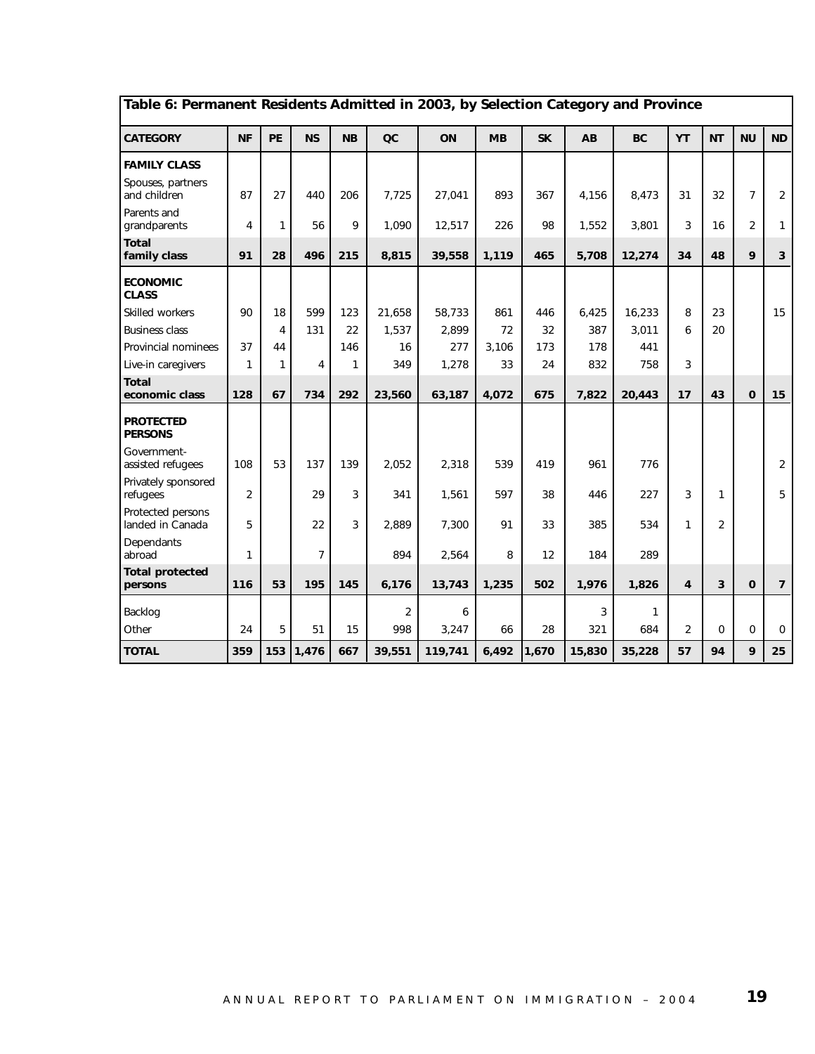## Table 6: Permanent Residents Admitted in 2003, by Selection Category and Province

| CATEGORY | NF | PE | NS | NB | QC | ON | MB | SK | AB | BC | YT | NT | NU | ND |
|---|---|---|---|---|---|---|---|---|---|---|---|---|---|---|
| **FAMILY CLASS** | | | | | | | | | | | | | | |
| Spouses, partners and children | 87 | 27 | 440 | 206 | 7,725 | 27,041 | 893 | 367 | 4,156 | 8,473 | 31 | 32 | 7 | 2 |
| Parents and grandparents | 4 | 1 | 56 | 9 | 1,090 | 12,517 | 226 | 98 | 1,552 | 3,801 | 3 | 16 | 2 | 1 |
| **Total family class** | **91** | **28** | **496** | **215** | **8,815** | **39,558** | **1,119** | **465** | **5,708** | **12,274** | **34** | **48** | **9** | **3** |
| **ECONOMIC CLASS** | | | | | | | | | | | | | | |
| Skilled workers | 90 | 18 | 599 | 123 | 21,658 | 58,733 | 861 | 446 | 6,425 | 16,233 | 8 | 23 | | 15 |
| Business class | | 4 | 131 | 22 | 1,537 | 2,899 | 72 | 32 | 387 | 3,011 | 6 | 20 | | |
| Provincial nominees | 37 | 44 | | 146 | 16 | 277 | 3,106 | 173 | 178 | 441 | | | | |
| Live-in caregivers | 1 | 1 | 4 | 1 | 349 | 1,278 | 33 | 24 | 832 | 758 | 3 | | | |
| **Total economic class** | **128** | **67** | **734** | **292** | **23,560** | **63,187** | **4,072** | **675** | **7,822** | **20,443** | **17** | **43** | **0** | **15** |
| **PROTECTED PERSONS** | | | | | | | | | | | | | | |
| Government-assisted refugees | 108 | 53 | 137 | 139 | 2,052 | 2,318 | 539 | 419 | 961 | 776 | | | | 2 |
| Privately sponsored refugees | 2 | | 29 | 3 | 341 | 1,561 | 597 | 38 | 446 | 227 | 3 | 1 | | 5 |
| Protected persons landed in Canada | 5 | | 22 | 3 | 2,889 | 7,300 | 91 | 33 | 385 | 534 | 1 | 2 | | |
| Dependants abroad | 1 | | 7 | | 894 | 2,564 | 8 | 12 | 184 | 289 | | | | |
| **Total protected persons** | **116** | **53** | **195** | **145** | **6,176** | **13,743** | **1,235** | **502** | **1,976** | **1,826** | **4** | **3** | **0** | **7** |
| Backlog | | | | | 2 | 6 | | | 3 | 1 | | | | |
| Other | 24 | 5 | 51 | 15 | 998 | 3,247 | 66 | 28 | 321 | 684 | 2 | 0 | 0 | 0 |
| **TOTAL** | **359** | **153** | **1,476** | **667** | **39,551** | **119,741** | **6,492** | **1,670** | **15,830** | **35,228** | **57** | **94** | **9** | **25** |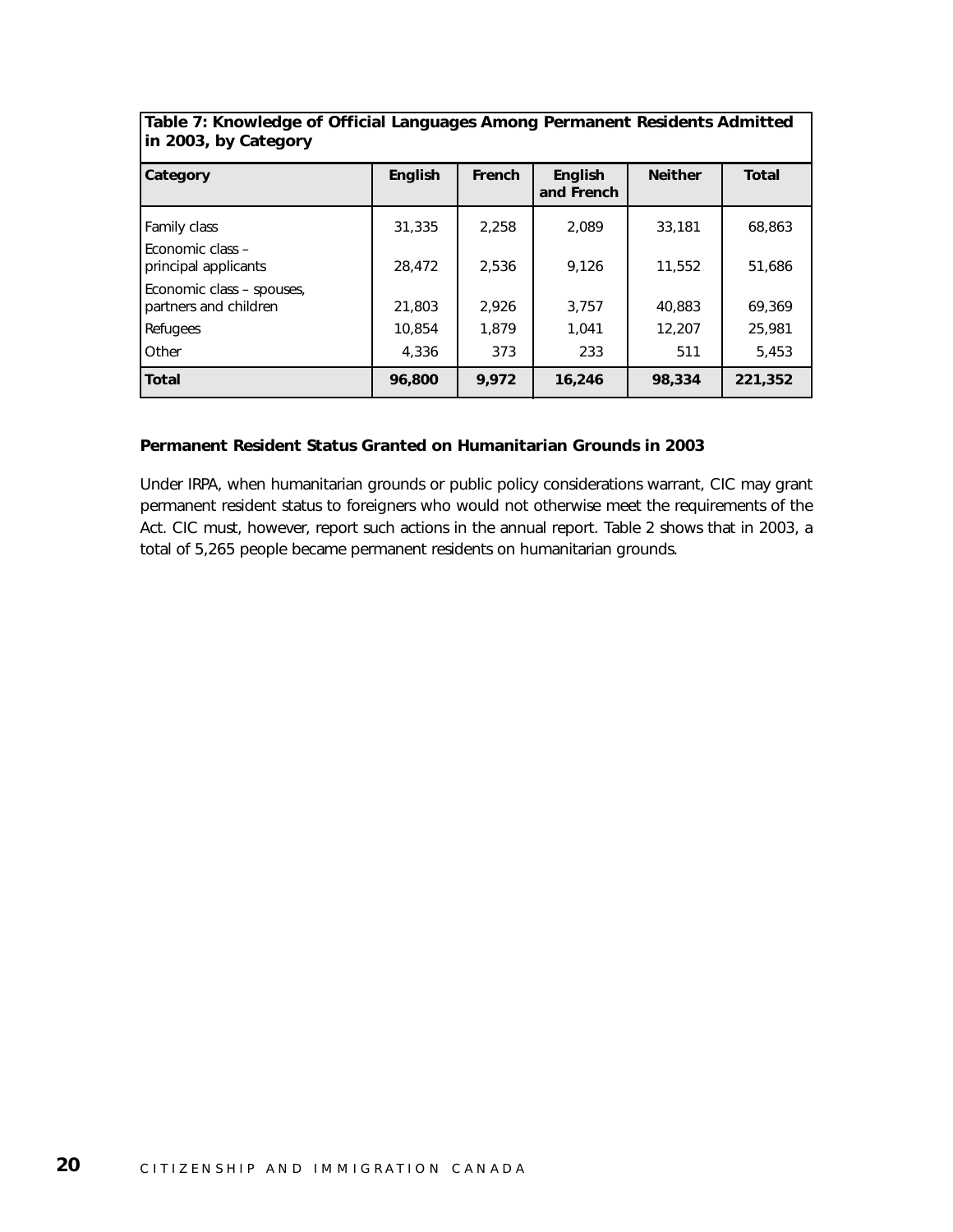**Table 7: Knowledge of Official Languages Among Permanent Residents Admitted in 2003, by Category**

| Category | English | French | English and French | Neither | Total |
|---|---|---|---|---|---|
| Family class | 31,335 | 2,258 | 2,089 | 33,181 | 68,863 |
| Economic class – principal applicants | 28,472 | 2,536 | 9,126 | 11,552 | 51,686 |
| Economic class – spouses, partners and children | 21,803 | 2,926 | 3,757 | 40,883 | 69,369 |
| Refugees | 10,854 | 1,879 | 1,041 | 12,207 | 25,981 |
| Other | 4,336 | 373 | 233 | 511 | 5,453 |
| **Total** | **96,800** | **9,972** | **16,246** | **98,334** | **221,352** |

### Permanent Resident Status Granted on Humanitarian Grounds in 2003

Under IRPA, when humanitarian grounds or public policy considerations warrant, CIC may grant permanent resident status to foreigners who would not otherwise meet the requirements of the Act. CIC must, however, report such actions in the annual report. Table 2 shows that in 2003, a total of 5,265 people became permanent residents on humanitarian grounds.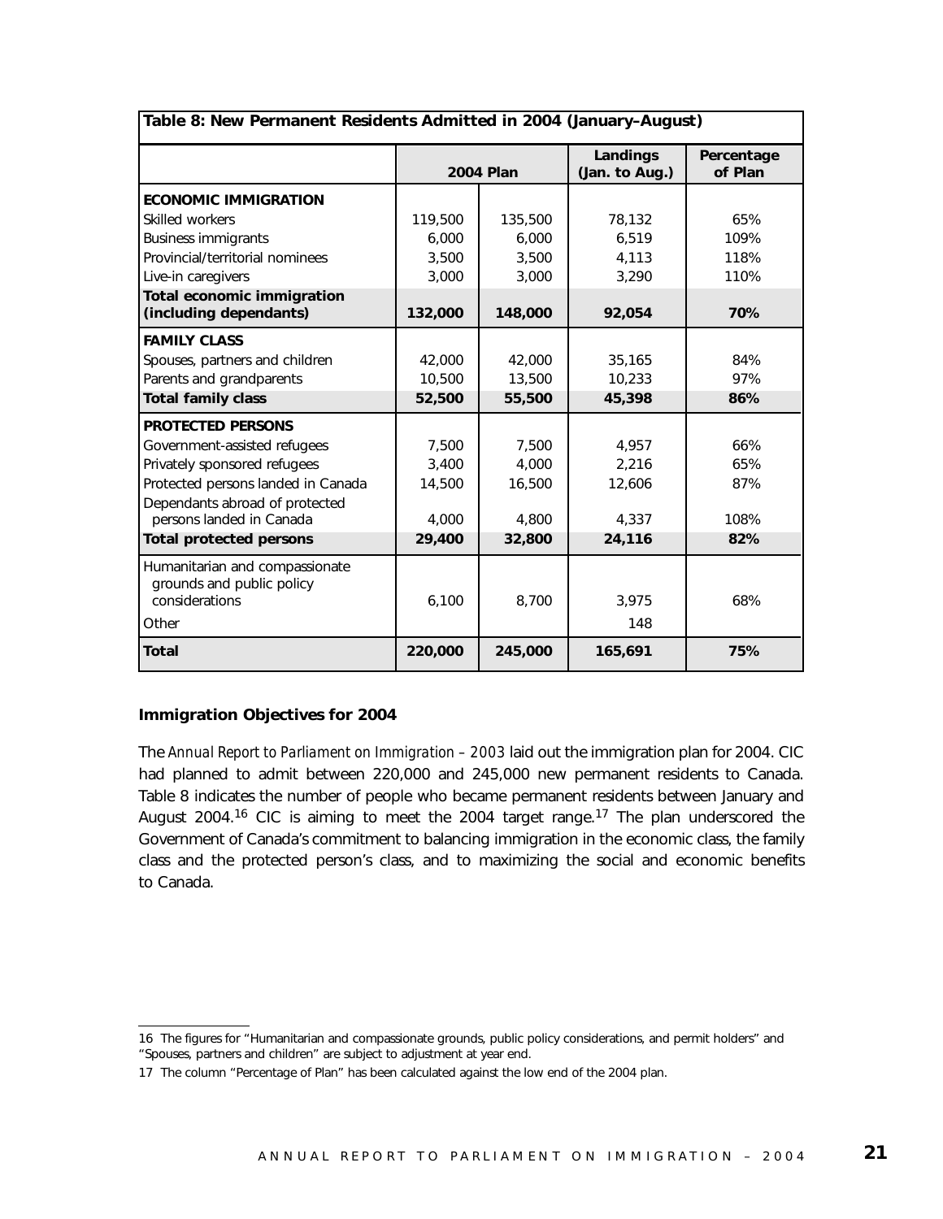| Table 8: New Permanent Residents Admitted in 2004 (January–August) | | | | |
|---|---|---|---|---|
| | 2004 Plan | | Landings (Jan. to Aug.) | Percentage of Plan |
| **ECONOMIC IMMIGRATION** | | | | |
| Skilled workers | 119,500 | 135,500 | 78,132 | 65% |
| Business immigrants | 6,000 | 6,000 | 6,519 | 109% |
| Provincial/territorial nominees | 3,500 | 3,500 | 4,113 | 118% |
| Live-in caregivers | 3,000 | 3,000 | 3,290 | 110% |
| **Total economic immigration (including dependants)** | **132,000** | **148,000** | **92,054** | **70%** |
| **FAMILY CLASS** | | | | |
| Spouses, partners and children | 42,000 | 42,000 | 35,165 | 84% |
| Parents and grandparents | 10,500 | 13,500 | 10,233 | 97% |
| **Total family class** | **52,500** | **55,500** | **45,398** | **86%** |
| **PROTECTED PERSONS** | | | | |
| Government-assisted refugees | 7,500 | 7,500 | 4,957 | 66% |
| Privately sponsored refugees | 3,400 | 4,000 | 2,216 | 65% |
| Protected persons landed in Canada | 14,500 | 16,500 | 12,606 | 87% |
| Dependants abroad of protected persons landed in Canada | 4,000 | 4,800 | 4,337 | 108% |
| **Total protected persons** | **29,400** | **32,800** | **24,116** | **82%** |
| Humanitarian and compassionate grounds and public policy considerations | 6,100 | 8,700 | 3,975 | 68% |
| Other | | | 148 | |
| **Total** | **220,000** | **245,000** | **165,691** | **75%** |

### Immigration Objectives for 2004

The *Annual Report to Parliament on Immigration – 2003* laid out the immigration plan for 2004. CIC had planned to admit between 220,000 and 245,000 new permanent residents to Canada. Table 8 indicates the number of people who became permanent residents between January and August 2004.[16] CIC is aiming to meet the 2004 target range.[17] The plan underscored the Government of Canada's commitment to balancing immigration in the economic class, the family class and the protected person's class, and to maximizing the social and economic benefits to Canada.

16 The figures for "Humanitarian and compassionate grounds, public policy considerations, and permit holders" and "Spouses, partners and children" are subject to adjustment at year end.

17 The column "Percentage of Plan" has been calculated against the low end of the 2004 plan.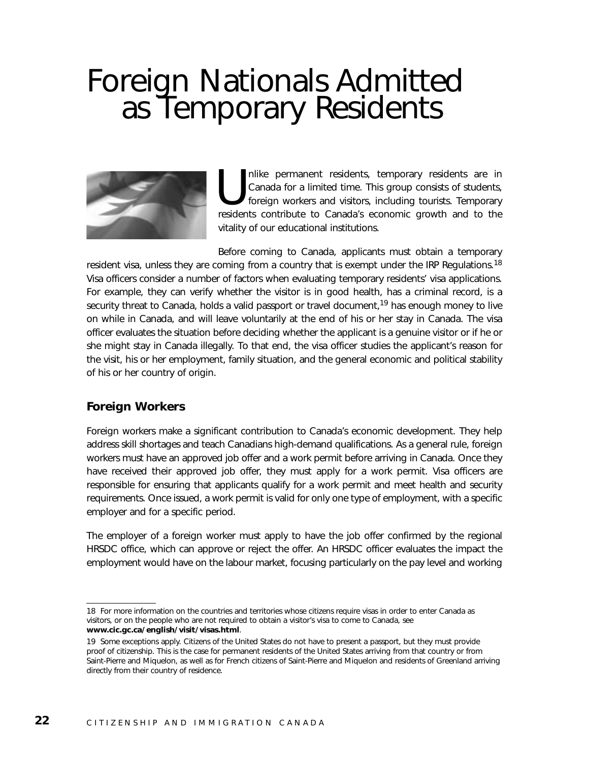# Foreign Nationals Admitted as Temporary Residents

Unlike permanent residents, temporary residents are in Canada for a limited time. This group consists of students, foreign workers and visitors, including tourists. Temporary residents contribute to Canada's economic growth and to the vitality of our educational institutions.

Before coming to Canada, applicants must obtain a temporary resident visa, unless they are coming from a country that is exempt under the IRP Regulations.[18] Visa officers consider a number of factors when evaluating temporary residents' visa applications. For example, they can verify whether the visitor is in good health, has a criminal record, is a security threat to Canada, holds a valid passport or travel document,[19] has enough money to live on while in Canada, and will leave voluntarily at the end of his or her stay in Canada. The visa officer evaluates the situation before deciding whether the applicant is a genuine visitor or if he or she might stay in Canada illegally. To that end, the visa officer studies the applicant's reason for the visit, his or her employment, family situation, and the general economic and political stability of his or her country of origin.

### Foreign Workers

Foreign workers make a significant contribution to Canada's economic development. They help address skill shortages and teach Canadians high-demand qualifications. As a general rule, foreign workers must have an approved job offer and a work permit before arriving in Canada. Once they have received their approved job offer, they must apply for a work permit. Visa officers are responsible for ensuring that applicants qualify for a work permit and meet health and security requirements. Once issued, a work permit is valid for only one type of employment, with a specific employer and for a specific period.

The employer of a foreign worker must apply to have the job offer confirmed by the regional HRSDC office, which can approve or reject the offer. An HRSDC officer evaluates the impact the employment would have on the labour market, focusing particularly on the pay level and working

---

18 For more information on the countries and territories whose citizens require visas in order to enter Canada as visitors, or on the people who are not required to obtain a visitor's visa to come to Canada, see **www.cic.gc.ca/english/visit/visas.html**.

19 Some exceptions apply. Citizens of the United States do not have to present a passport, but they must provide proof of citizenship. This is the case for permanent residents of the United States arriving from that country or from Saint-Pierre and Miquelon, as well as for French citizens of Saint-Pierre and Miquelon and residents of Greenland arriving directly from their country of residence.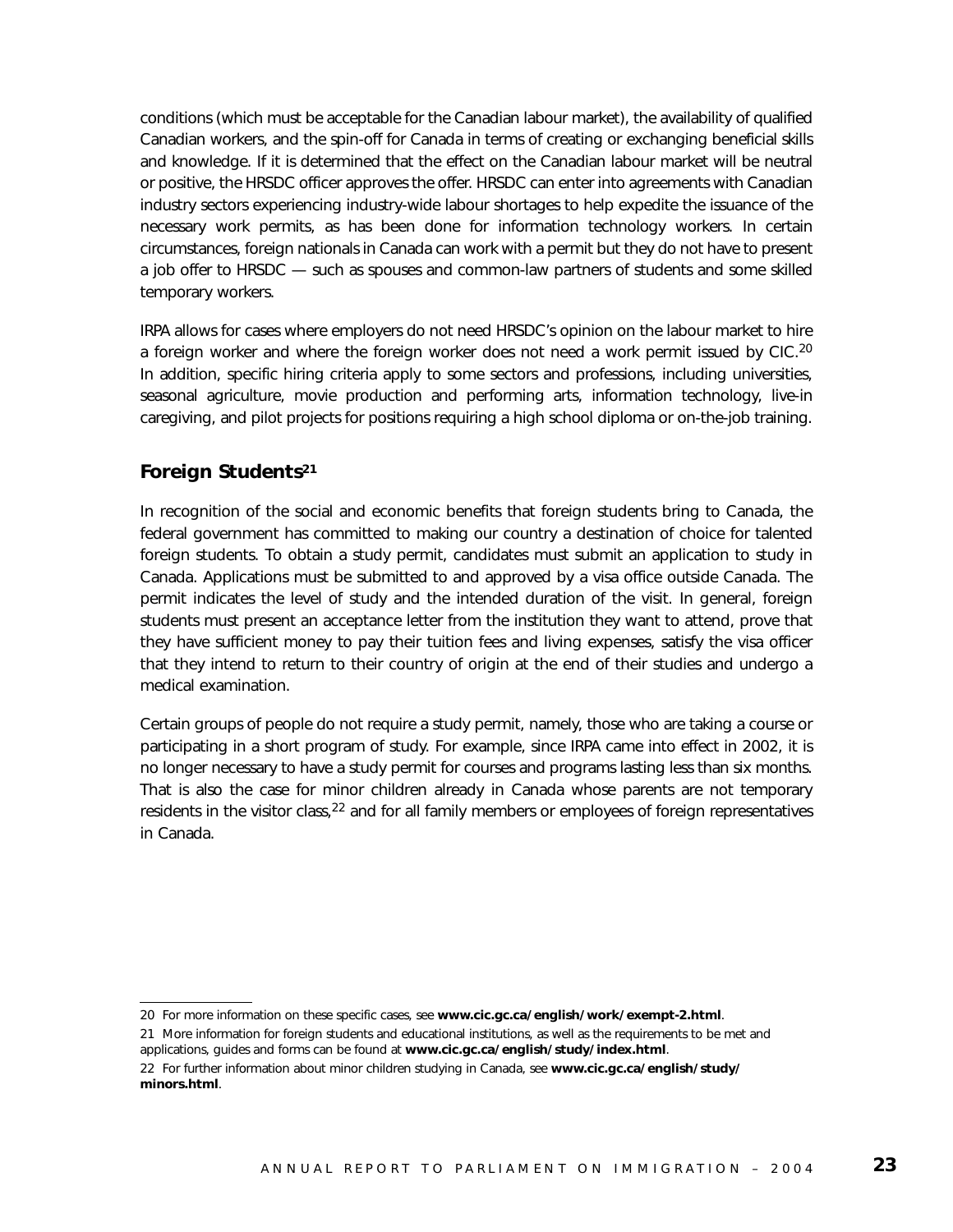conditions (which must be acceptable for the Canadian labour market), the availability of qualified Canadian workers, and the spin-off for Canada in terms of creating or exchanging beneficial skills and knowledge. If it is determined that the effect on the Canadian labour market will be neutral or positive, the HRSDC officer approves the offer. HRSDC can enter into agreements with Canadian industry sectors experiencing industry-wide labour shortages to help expedite the issuance of the necessary work permits, as has been done for information technology workers. In certain circumstances, foreign nationals in Canada can work with a permit but they do not have to present a job offer to HRSDC — such as spouses and common-law partners of students and some skilled temporary workers.

IRPA allows for cases where employers do not need HRSDC's opinion on the labour market to hire a foreign worker and where the foreign worker does not need a work permit issued by CIC.[20] In addition, specific hiring criteria apply to some sectors and professions, including universities, seasonal agriculture, movie production and performing arts, information technology, live-in caregiving, and pilot projects for positions requiring a high school diploma or on-the-job training.

## Foreign Students[21]

In recognition of the social and economic benefits that foreign students bring to Canada, the federal government has committed to making our country a destination of choice for talented foreign students. To obtain a study permit, candidates must submit an application to study in Canada. Applications must be submitted to and approved by a visa office outside Canada. The permit indicates the level of study and the intended duration of the visit. In general, foreign students must present an acceptance letter from the institution they want to attend, prove that they have sufficient money to pay their tuition fees and living expenses, satisfy the visa officer that they intend to return to their country of origin at the end of their studies and undergo a medical examination.

Certain groups of people do not require a study permit, namely, those who are taking a course or participating in a short program of study. For example, since IRPA came into effect in 2002, it is no longer necessary to have a study permit for courses and programs lasting less than six months. That is also the case for minor children already in Canada whose parents are not temporary residents in the visitor class,[22] and for all family members or employees of foreign representatives in Canada.

---

20 For more information on these specific cases, see **www.cic.gc.ca/english/work/exempt-2.html**.

21 More information for foreign students and educational institutions, as well as the requirements to be met and applications, guides and forms can be found at **www.cic.gc.ca/english/study/index.html**.

22 For further information about minor children studying in Canada, see **www.cic.gc.ca/english/study/minors.html**.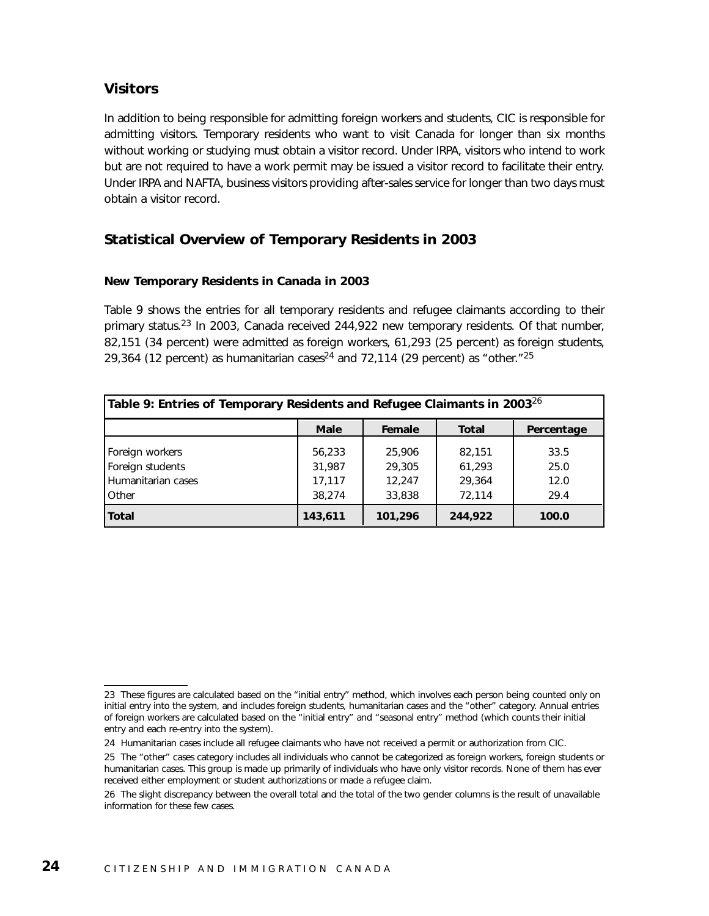## Visitors

In addition to being responsible for admitting foreign workers and students, CIC is responsible for admitting visitors. Temporary residents who want to visit Canada for longer than six months without working or studying must obtain a visitor record. Under IRPA, visitors who intend to work but are not required to have a work permit may be issued a visitor record to facilitate their entry. Under IRPA and NAFTA, business visitors providing after-sales service for longer than two days must obtain a visitor record.

## Statistical Overview of Temporary Residents in 2003

### New Temporary Residents in Canada in 2003

Table 9 shows the entries for all temporary residents and refugee claimants according to their primary status.[23] In 2003, Canada received 244,922 new temporary residents. Of that number, 82,151 (34 percent) were admitted as foreign workers, 61,293 (25 percent) as foreign students, 29,364 (12 percent) as humanitarian cases[24] and 72,114 (29 percent) as "other."[25]

**Table 9: Entries of Temporary Residents and Refugee Claimants in 2003**[26]

| | Male | Female | Total | Percentage |
|---|---|---|---|---|
| Foreign workers | 56,233 | 25,906 | 82,151 | 33.5 |
| Foreign students | 31,987 | 29,305 | 61,293 | 25.0 |
| Humanitarian cases | 17,117 | 12,247 | 29,364 | 12.0 |
| Other | 38,274 | 33,838 | 72,114 | 29.4 |
| **Total** | **143,611** | **101,296** | **244,922** | **100.0** |

---

23 These figures are calculated based on the "initial entry" method, which involves each person being counted only on initial entry into the system, and includes foreign students, humanitarian cases and the "other" category. Annual entries of foreign workers are calculated based on the "initial entry" and "seasonal entry" method (which counts their initial entry and each re-entry into the system).

24 Humanitarian cases include all refugee claimants who have not received a permit or authorization from CIC.

25 The "other" cases category includes all individuals who cannot be categorized as foreign workers, foreign students or humanitarian cases. This group is made up primarily of individuals who have only visitor records. None of them has ever received either employment or student authorizations or made a refugee claim.

26 The slight discrepancy between the overall total and the total of the two gender columns is the result of unavailable information for these few cases.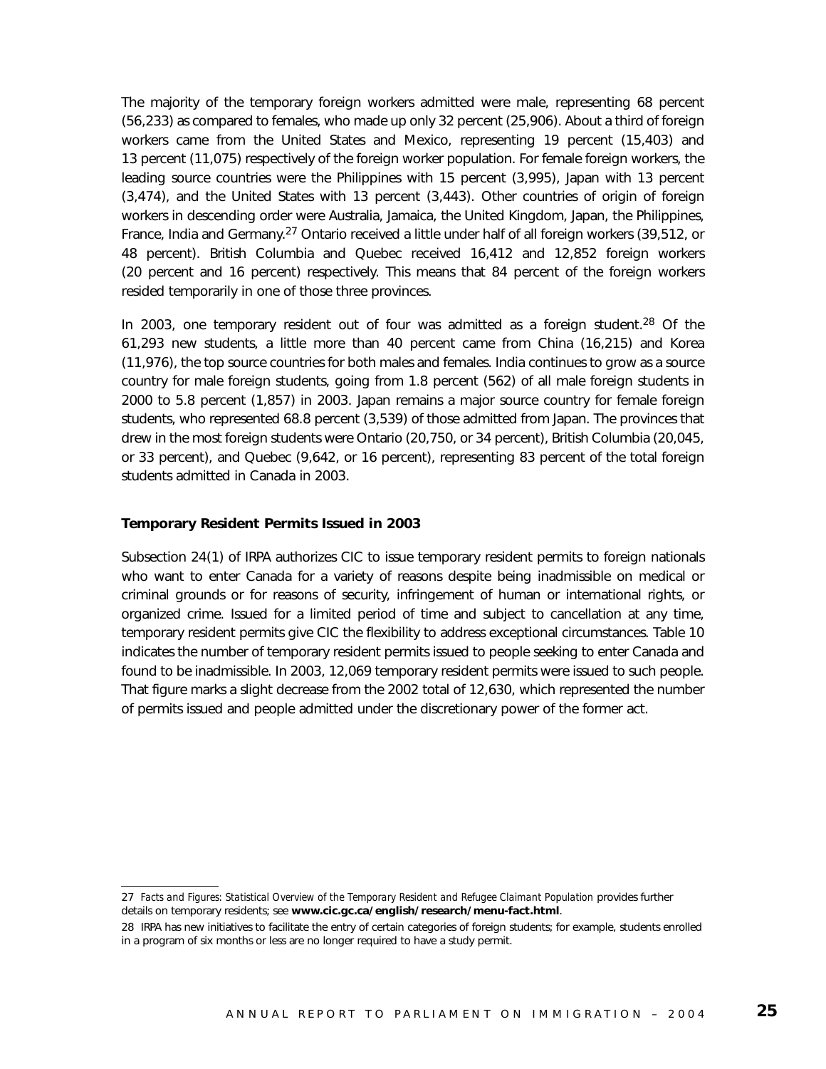The majority of the temporary foreign workers admitted were male, representing 68 percent (56,233) as compared to females, who made up only 32 percent (25,906). About a third of foreign workers came from the United States and Mexico, representing 19 percent (15,403) and 13 percent (11,075) respectively of the foreign worker population. For female foreign workers, the leading source countries were the Philippines with 15 percent (3,995), Japan with 13 percent (3,474), and the United States with 13 percent (3,443). Other countries of origin of foreign workers in descending order were Australia, Jamaica, the United Kingdom, Japan, the Philippines, France, India and Germany.[27] Ontario received a little under half of all foreign workers (39,512, or 48 percent). British Columbia and Quebec received 16,412 and 12,852 foreign workers (20 percent and 16 percent) respectively. This means that 84 percent of the foreign workers resided temporarily in one of those three provinces.

In 2003, one temporary resident out of four was admitted as a foreign student.[28] Of the 61,293 new students, a little more than 40 percent came from China (16,215) and Korea (11,976), the top source countries for both males and females. India continues to grow as a source country for male foreign students, going from 1.8 percent (562) of all male foreign students in 2000 to 5.8 percent (1,857) in 2003. Japan remains a major source country for female foreign students, who represented 68.8 percent (3,539) of those admitted from Japan. The provinces that drew in the most foreign students were Ontario (20,750, or 34 percent), British Columbia (20,045, or 33 percent), and Quebec (9,642, or 16 percent), representing 83 percent of the total foreign students admitted in Canada in 2003.

### Temporary Resident Permits Issued in 2003

Subsection 24(1) of IRPA authorizes CIC to issue temporary resident permits to foreign nationals who want to enter Canada for a variety of reasons despite being inadmissible on medical or criminal grounds or for reasons of security, infringement of human or international rights, or organized crime. Issued for a limited period of time and subject to cancellation at any time, temporary resident permits give CIC the flexibility to address exceptional circumstances. Table 10 indicates the number of temporary resident permits issued to people seeking to enter Canada and found to be inadmissible. In 2003, 12,069 temporary resident permits were issued to such people. That figure marks a slight decrease from the 2002 total of 12,630, which represented the number of permits issued and people admitted under the discretionary power of the former act.

---

27 *Facts and Figures: Statistical Overview of the Temporary Resident and Refugee Claimant Population* provides further details on temporary residents; see **www.cic.gc.ca/english/research/menu-fact.html**.

28 IRPA has new initiatives to facilitate the entry of certain categories of foreign students; for example, students enrolled in a program of six months or less are no longer required to have a study permit.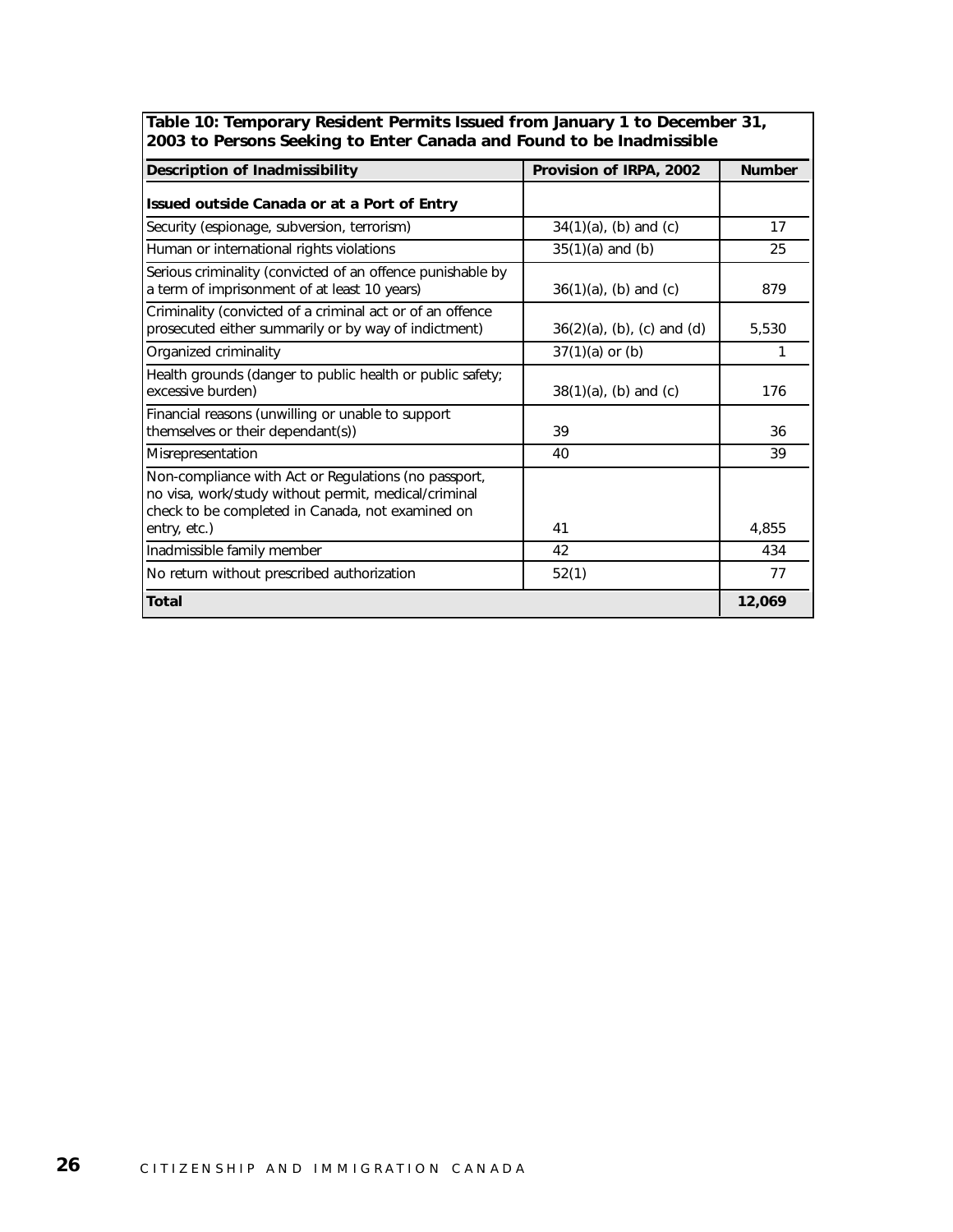**Table 10: Temporary Resident Permits Issued from January 1 to December 31, 2003 to Persons Seeking to Enter Canada and Found to be Inadmissible**

| Description of Inadmissibility | Provision of IRPA, 2002 | Number |
|---|---|---|
| **Issued outside Canada or at a Port of Entry** | | |
| Security (espionage, subversion, terrorism) | 34(1)(a), (b) and (c) | 17 |
| Human or international rights violations | 35(1)(a) and (b) | 25 |
| Serious criminality (convicted of an offence punishable by a term of imprisonment of at least 10 years) | 36(1)(a), (b) and (c) | 879 |
| Criminality (convicted of a criminal act or of an offence prosecuted either summarily or by way of indictment) | 36(2)(a), (b), (c) and (d) | 5,530 |
| Organized criminality | 37(1)(a) or (b) | 1 |
| Health grounds (danger to public health or public safety; excessive burden) | 38(1)(a), (b) and (c) | 176 |
| Financial reasons (unwilling or unable to support themselves or their dependant(s)) | 39 | 36 |
| Misrepresentation | 40 | 39 |
| Non-compliance with Act or Regulations (no passport, no visa, work/study without permit, medical/criminal check to be completed in Canada, not examined on entry, etc.) | 41 | 4,855 |
| Inadmissible family member | 42 | 434 |
| No return without prescribed authorization | 52(1) | 77 |
| **Total** | | **12,069** |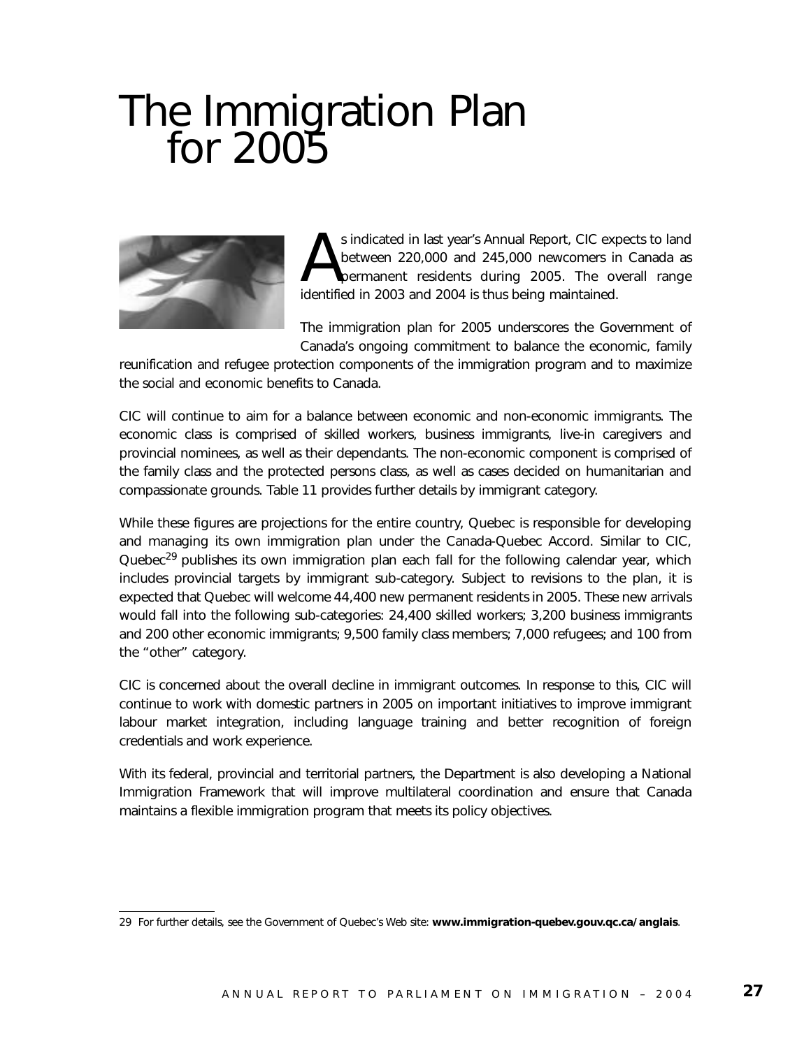# The Immigration Plan for 2005

As indicated in last year's Annual Report, CIC expects to land between 220,000 and 245,000 newcomers in Canada as permanent residents during 2005. The overall range identified in 2003 and 2004 is thus being maintained.

The immigration plan for 2005 underscores the Government of Canada's ongoing commitment to balance the economic, family reunification and refugee protection components of the immigration program and to maximize the social and economic benefits to Canada.

CIC will continue to aim for a balance between economic and non-economic immigrants. The economic class is comprised of skilled workers, business immigrants, live-in caregivers and provincial nominees, as well as their dependants. The non-economic component is comprised of the family class and the protected persons class, as well as cases decided on humanitarian and compassionate grounds. Table 11 provides further details by immigrant category.

While these figures are projections for the entire country, Quebec is responsible for developing and managing its own immigration plan under the Canada-Quebec Accord. Similar to CIC, Quebec[29] publishes its own immigration plan each fall for the following calendar year, which includes provincial targets by immigrant sub-category. Subject to revisions to the plan, it is expected that Quebec will welcome 44,400 new permanent residents in 2005. These new arrivals would fall into the following sub-categories: 24,400 skilled workers; 3,200 business immigrants and 200 other economic immigrants; 9,500 family class members; 7,000 refugees; and 100 from the "other" category.

CIC is concerned about the overall decline in immigrant outcomes. In response to this, CIC will continue to work with domestic partners in 2005 on important initiatives to improve immigrant labour market integration, including language training and better recognition of foreign credentials and work experience.

With its federal, provincial and territorial partners, the Department is also developing a National Immigration Framework that will improve multilateral coordination and ensure that Canada maintains a flexible immigration program that meets its policy objectives.

---

29 For further details, see the Government of Quebec's Web site: **www.immigration-quebev.gouv.qc.ca/anglais**.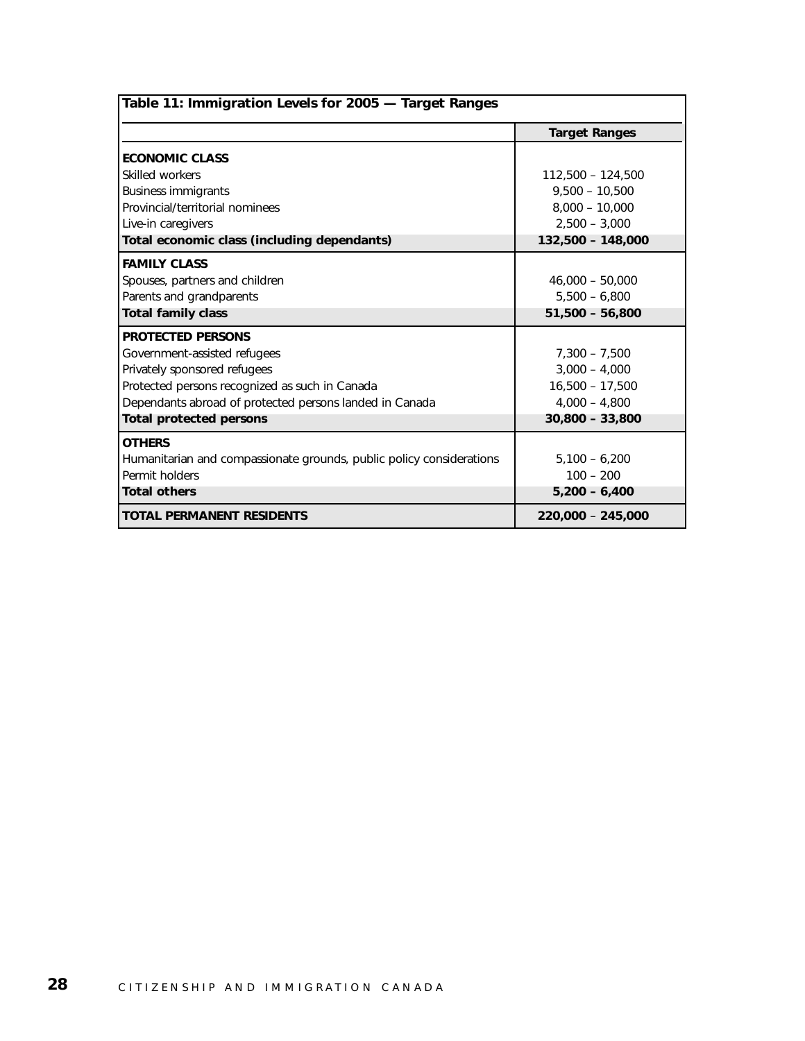**Table 11: Immigration Levels for 2005 — Target Ranges**

| | Target Ranges |
|---|---|
| **ECONOMIC CLASS** | |
| Skilled workers | 112,500 – 124,500 |
| Business immigrants | 9,500 – 10,500 |
| Provincial/territorial nominees | 8,000 – 10,000 |
| Live-in caregivers | 2,500 – 3,000 |
| **Total economic class (including dependants)** | **132,500 – 148,000** |
| **FAMILY CLASS** | |
| Spouses, partners and children | 46,000 – 50,000 |
| Parents and grandparents | 5,500 – 6,800 |
| **Total family class** | **51,500 – 56,800** |
| **PROTECTED PERSONS** | |
| Government-assisted refugees | 7,300 – 7,500 |
| Privately sponsored refugees | 3,000 – 4,000 |
| Protected persons recognized as such in Canada | 16,500 – 17,500 |
| Dependants abroad of protected persons landed in Canada | 4,000 – 4,800 |
| **Total protected persons** | **30,800 – 33,800** |
| **OTHERS** | |
| Humanitarian and compassionate grounds, public policy considerations | 5,100 – 6,200 |
| Permit holders | 100 – 200 |
| **Total others** | **5,200 – 6,400** |
| **TOTAL PERMANENT RESIDENTS** | **220,000 – 245,000** |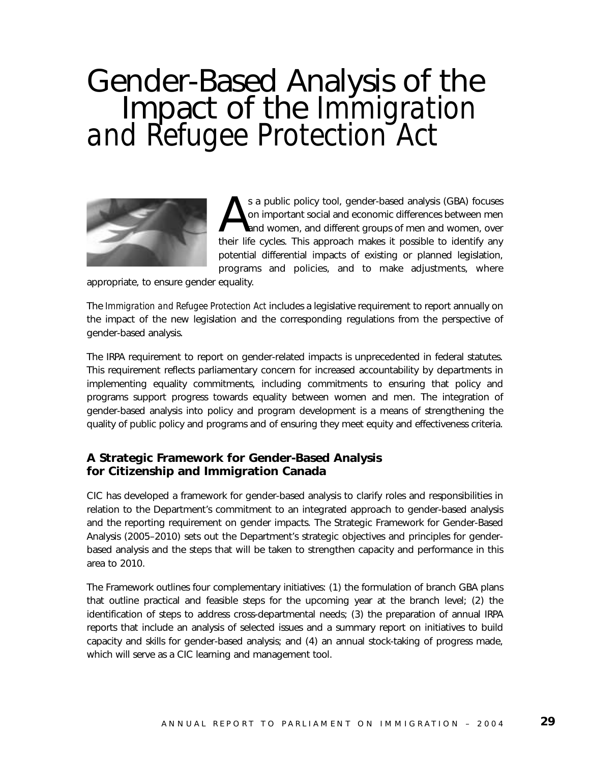# Gender-Based Analysis of the Impact of the *Immigration and Refugee Protection Act*

As a public policy tool, gender-based analysis (GBA) focuses on important social and economic differences between men and women, and different groups of men and women, over their life cycles. This approach makes it possible to identify any potential differential impacts of existing or planned legislation, programs and policies, and to make adjustments, where appropriate, to ensure gender equality.

The *Immigration and Refugee Protection Act* includes a legislative requirement to report annually on the impact of the new legislation and the corresponding regulations from the perspective of gender-based analysis.

The IRPA requirement to report on gender-related impacts is unprecedented in federal statutes. This requirement reflects parliamentary concern for increased accountability by departments in implementing equality commitments, including commitments to ensuring that policy and programs support progress towards equality between women and men. The integration of gender-based analysis into policy and program development is a means of strengthening the quality of public policy and programs and of ensuring they meet equity and effectiveness criteria.

### A Strategic Framework for Gender-Based Analysis for Citizenship and Immigration Canada

CIC has developed a framework for gender-based analysis to clarify roles and responsibilities in relation to the Department's commitment to an integrated approach to gender-based analysis and the reporting requirement on gender impacts. The Strategic Framework for Gender-Based Analysis (2005–2010) sets out the Department's strategic objectives and principles for gender-based analysis and the steps that will be taken to strengthen capacity and performance in this area to 2010.

The Framework outlines four complementary initiatives: (1) the formulation of branch GBA plans that outline practical and feasible steps for the upcoming year at the branch level; (2) the identification of steps to address cross-departmental needs; (3) the preparation of annual IRPA reports that include an analysis of selected issues and a summary report on initiatives to build capacity and skills for gender-based analysis; and (4) an annual stock-taking of progress made, which will serve as a CIC learning and management tool.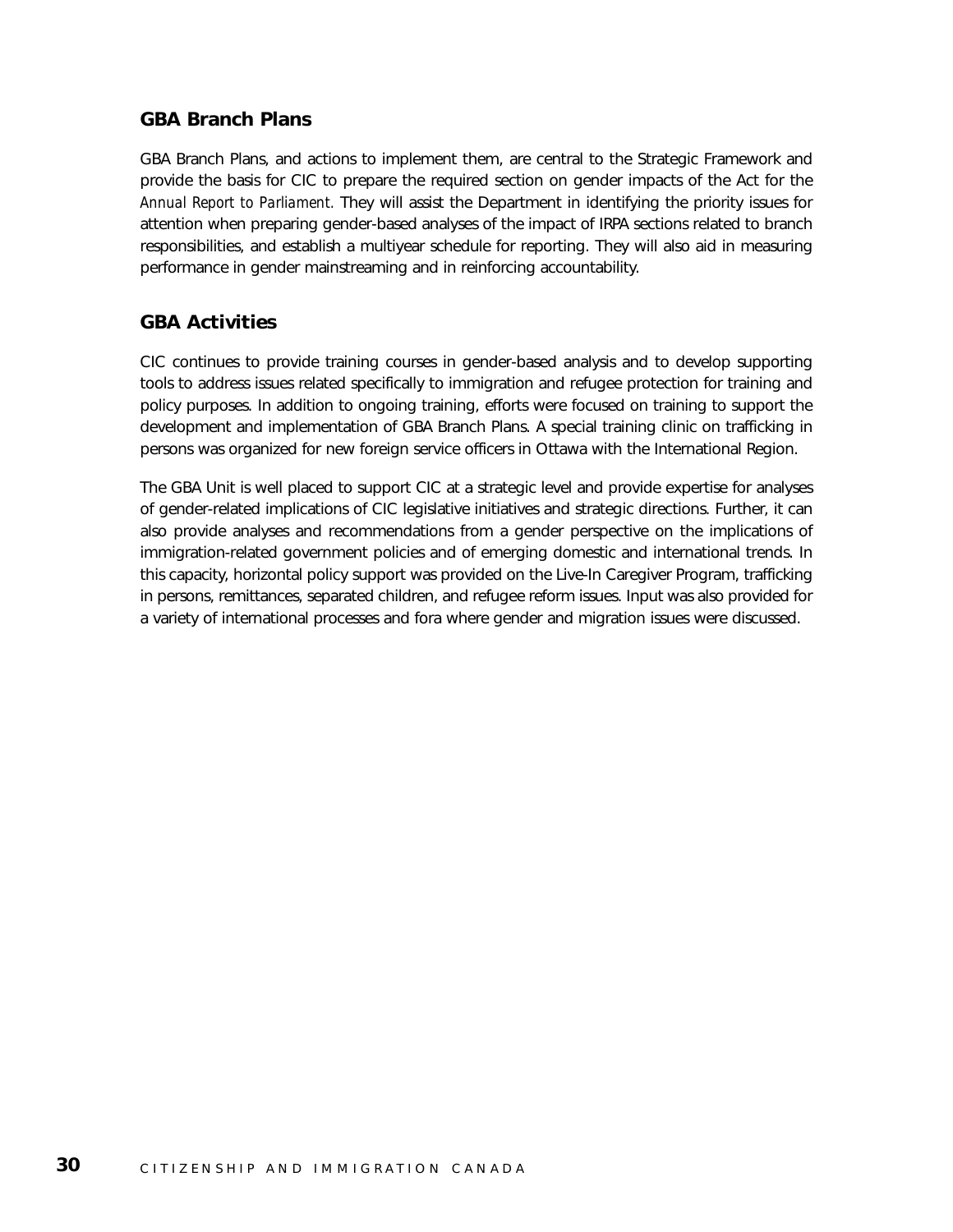## GBA Branch Plans

GBA Branch Plans, and actions to implement them, are central to the Strategic Framework and provide the basis for CIC to prepare the required section on gender impacts of the Act for the *Annual Report to Parliament.* They will assist the Department in identifying the priority issues for attention when preparing gender-based analyses of the impact of IRPA sections related to branch responsibilities, and establish a multiyear schedule for reporting. They will also aid in measuring performance in gender mainstreaming and in reinforcing accountability.

## GBA Activities

CIC continues to provide training courses in gender-based analysis and to develop supporting tools to address issues related specifically to immigration and refugee protection for training and policy purposes. In addition to ongoing training, efforts were focused on training to support the development and implementation of GBA Branch Plans. A special training clinic on trafficking in persons was organized for new foreign service officers in Ottawa with the International Region.

The GBA Unit is well placed to support CIC at a strategic level and provide expertise for analyses of gender-related implications of CIC legislative initiatives and strategic directions. Further, it can also provide analyses and recommendations from a gender perspective on the implications of immigration-related government policies and of emerging domestic and international trends. In this capacity, horizontal policy support was provided on the Live-In Caregiver Program, trafficking in persons, remittances, separated children, and refugee reform issues. Input was also provided for a variety of international processes and fora where gender and migration issues were discussed.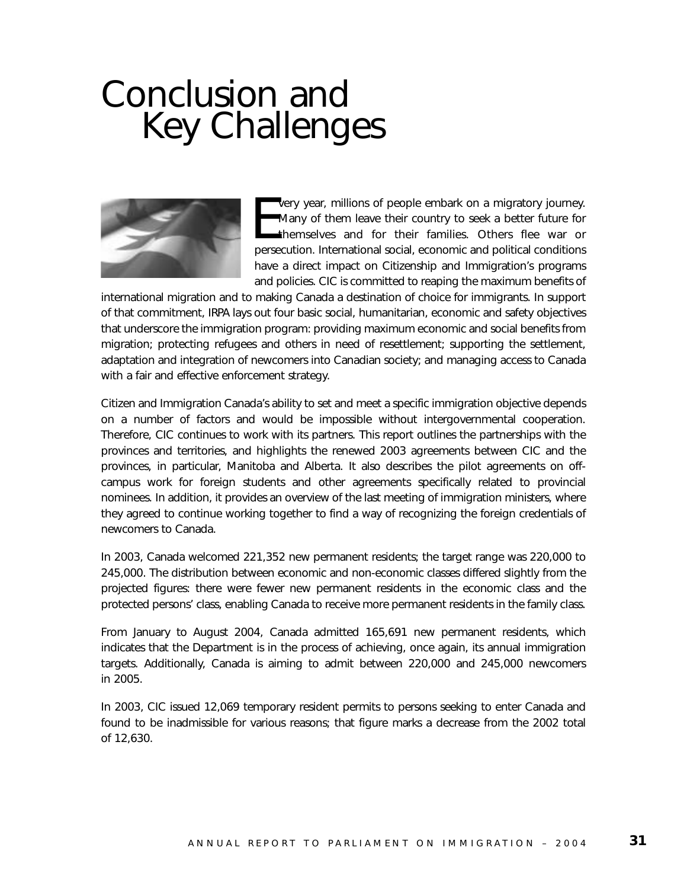# Conclusion and Key Challenges

Every year, millions of people embark on a migratory journey. Many of them leave their country to seek a better future for themselves and for their families. Others flee war or persecution. International social, economic and political conditions have a direct impact on Citizenship and Immigration's programs and policies. CIC is committed to reaping the maximum benefits of international migration and to making Canada a destination of choice for immigrants. In support of that commitment, IRPA lays out four basic social, humanitarian, economic and safety objectives that underscore the immigration program: providing maximum economic and social benefits from migration; protecting refugees and others in need of resettlement; supporting the settlement, adaptation and integration of newcomers into Canadian society; and managing access to Canada with a fair and effective enforcement strategy.

Citizen and Immigration Canada's ability to set and meet a specific immigration objective depends on a number of factors and would be impossible without intergovernmental cooperation. Therefore, CIC continues to work with its partners. This report outlines the partnerships with the provinces and territories, and highlights the renewed 2003 agreements between CIC and the provinces, in particular, Manitoba and Alberta. It also describes the pilot agreements on off-campus work for foreign students and other agreements specifically related to provincial nominees. In addition, it provides an overview of the last meeting of immigration ministers, where they agreed to continue working together to find a way of recognizing the foreign credentials of newcomers to Canada.

In 2003, Canada welcomed 221,352 new permanent residents; the target range was 220,000 to 245,000. The distribution between economic and non-economic classes differed slightly from the projected figures: there were fewer new permanent residents in the economic class and the protected persons' class, enabling Canada to receive more permanent residents in the family class.

From January to August 2004, Canada admitted 165,691 new permanent residents, which indicates that the Department is in the process of achieving, once again, its annual immigration targets. Additionally, Canada is aiming to admit between 220,000 and 245,000 newcomers in 2005.

In 2003, CIC issued 12,069 temporary resident permits to persons seeking to enter Canada and found to be inadmissible for various reasons; that figure marks a decrease from the 2002 total of 12,630.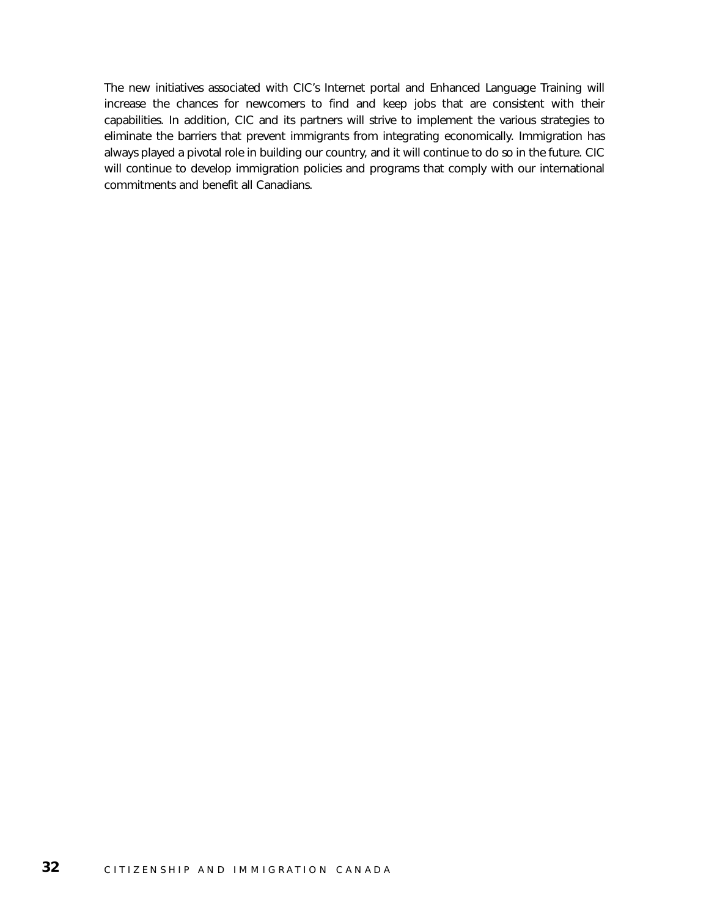The new initiatives associated with CIC's Internet portal and Enhanced Language Training will increase the chances for newcomers to find and keep jobs that are consistent with their capabilities. In addition, CIC and its partners will strive to implement the various strategies to eliminate the barriers that prevent immigrants from integrating economically. Immigration has always played a pivotal role in building our country, and it will continue to do so in the future. CIC will continue to develop immigration policies and programs that comply with our international commitments and benefit all Canadians.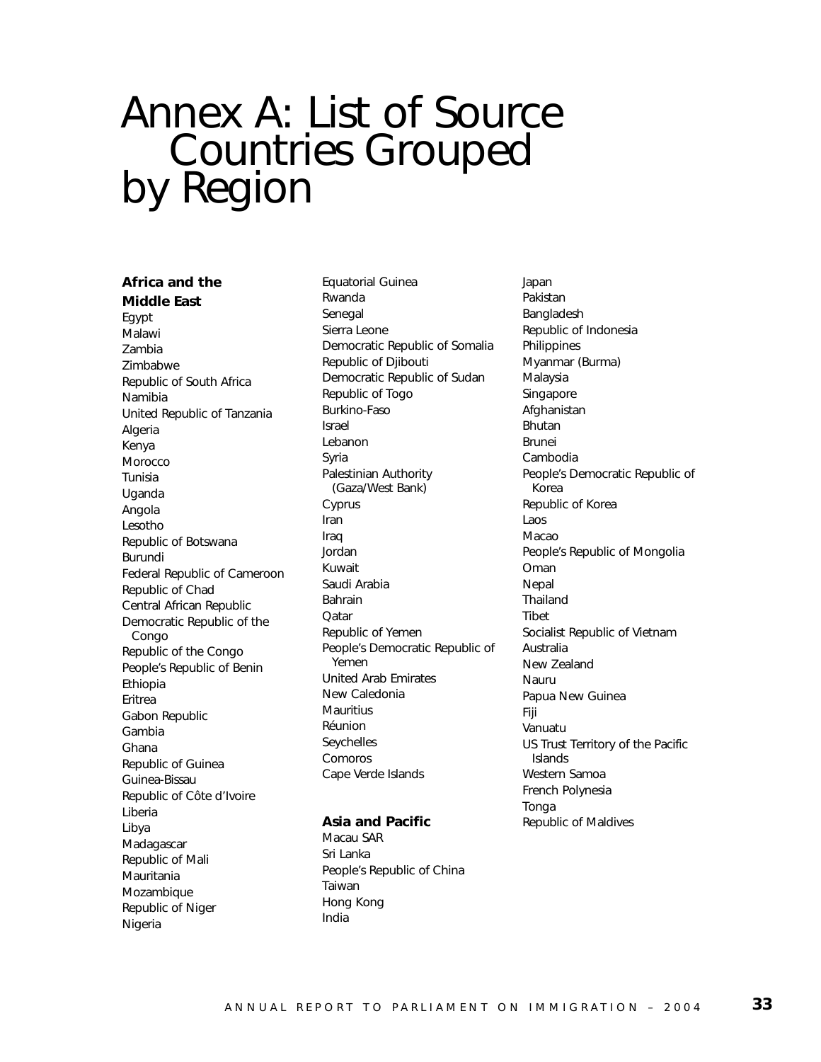# Annex A: List of Source Countries Grouped by Region

**Africa and the Middle East**

Egypt
Malawi
Zambia
Zimbabwe
Republic of South Africa
Namibia
United Republic of Tanzania
Algeria
Kenya
Morocco
Tunisia
Uganda
Angola
Lesotho
Republic of Botswana
Burundi
Federal Republic of Cameroon
Republic of Chad
Central African Republic
Democratic Republic of the Congo
Republic of the Congo
People's Republic of Benin
Ethiopia
Eritrea
Gabon Republic
Gambia
Ghana
Republic of Guinea
Guinea-Bissau
Republic of Côte d'Ivoire
Liberia
Libya
Madacascar
Republic of Mali
Mauritania
Mozambique
Republic of Niger
Nigeria
Equatorial Guinea
Rwanda
Senegal
Sierra Leone
Democratic Republic of Somalia
Republic of Djibouti
Democratic Republic of Sudan
Republic of Togo
Burkino-Faso
Israel
Lebanon
Syria
Palestinian Authority (Gaza/West Bank)
Cyprus
Iran
Iraq
Jordan
Kuwait
Saudi Arabia
Bahrain
Qatar
Republic of Yemen
People's Democratic Republic of Yemen
United Arab Emirates
New Caledonia
Mauritius
Réunion
Seychelles
Comoros
Cape Verde Islands

**Asia and Pacific**

Macau SAR
Sri Lanka
People's Republic of China
Taiwan
Hong Kong
India
Japan
Pakistan
Bangladesh
Republic of Indonesia
Philippines
Myanmar (Burma)
Malaysia
Singapore
Afghanistan
Bhutan
Brunei
Cambodia
People's Democratic Republic of Korea
Republic of Korea
Laos
Macao
People's Republic of Mongolia
Oman
Nepal
Thailand
Tibet
Socialist Republic of Vietnam
Australia
New Zealand
Nauru
Papua New Guinea
Fiji
Vanuatu
US Trust Territory of the Pacific Islands
Western Samoa
French Polynesia
Tonga
Republic of Maldives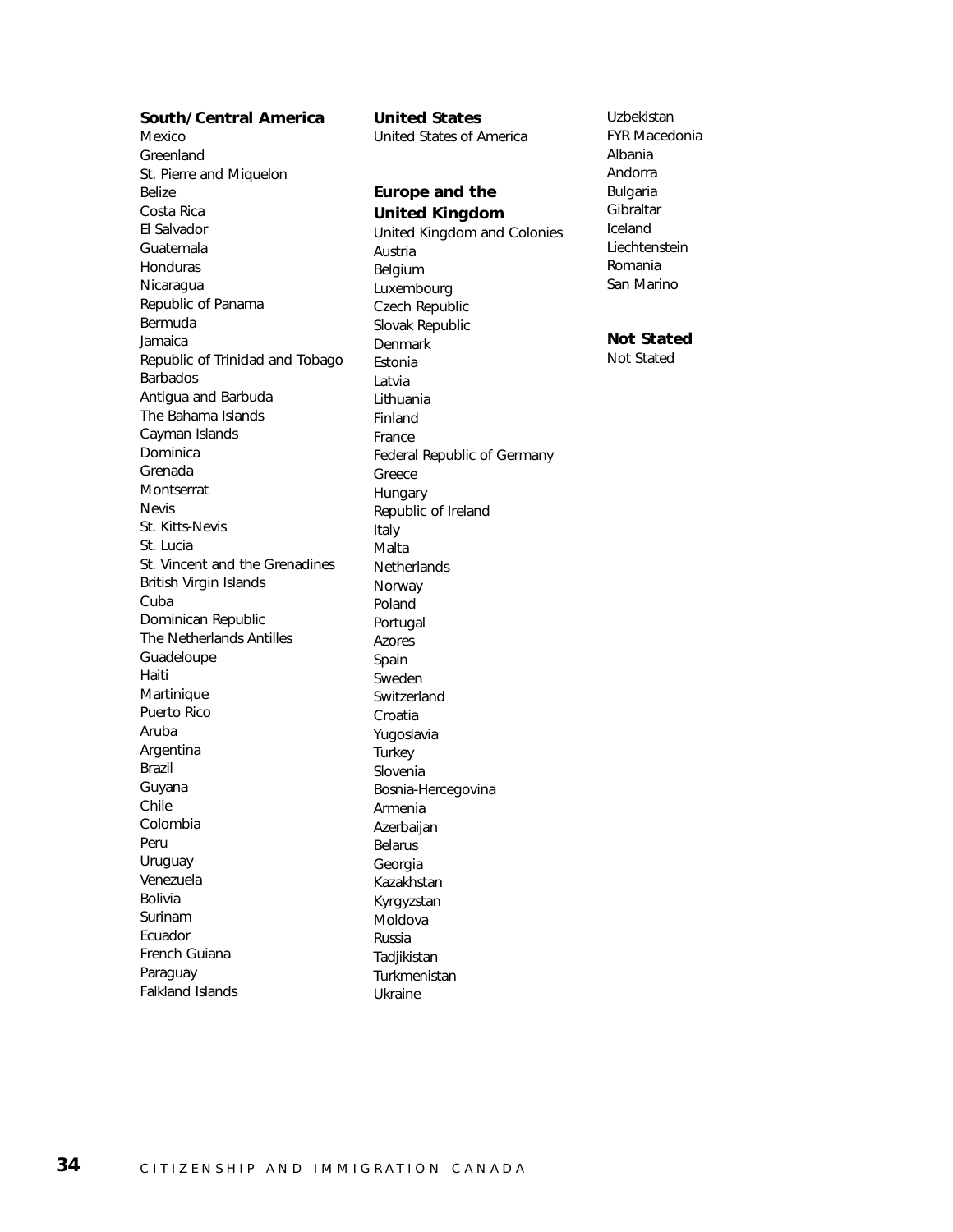**South/Central America**

Mexico
Greenland
St. Pierre and Miquelon
Belize
Costa Rica
El Salvador
Guatemala
Honduras
Nicaragua
Republic of Panama
Bermuda
Jamaica
Republic of Trinidad and Tobago
Barbados
Antigua and Barbuda
The Bahama Islands
Cayman Islands
Dominica
Grenada
Montserrat
Nevis
St. Kitts-Nevis
St. Lucia
St. Vincent and the Grenadines
British Virgin Islands
Cuba
Dominican Republic
The Netherlands Antilles
Guadeloupe
Haiti
Martinique
Puerto Rico
Aruba
Argentina
Brazil
Guyana
Chile
Colombia
Peru
Uruguay
Venezuela
Bolivia
Surinam
Ecuador
French Guiana
Paraguay
Falkland Islands

**United States**

United States of America

**Europe and the United Kingdom**

United Kingdom and Colonies
Austria
Belgium
Luxembourg
Czech Republic
Slovak Republic
Denmark
Estonia
Latvia
Lithuania
Finland
France
Federal Republic of Germany
Greece
Hungary
Republic of Ireland
Italy
Malta
Netherlands
Norway
Poland
Portugal
Azores
Spain
Sweden
Switzerland
Croatia
Yugoslavia
Turkey
Slovenia
Bosnia-Hercegovina
Armenia
Azerbaijan
Belarus
Georgia
Kazakhstan
Kyrgyzstan
Moldova
Russia
Tadjikistan
Turkmenistan
Ukraine
Uzbekistan
FYR Macedonia
Albania
Andorra
Bulgaria
Gibraltar
Iceland
Liechtenstein
Romania
San Marino

**Not Stated**

Not Stated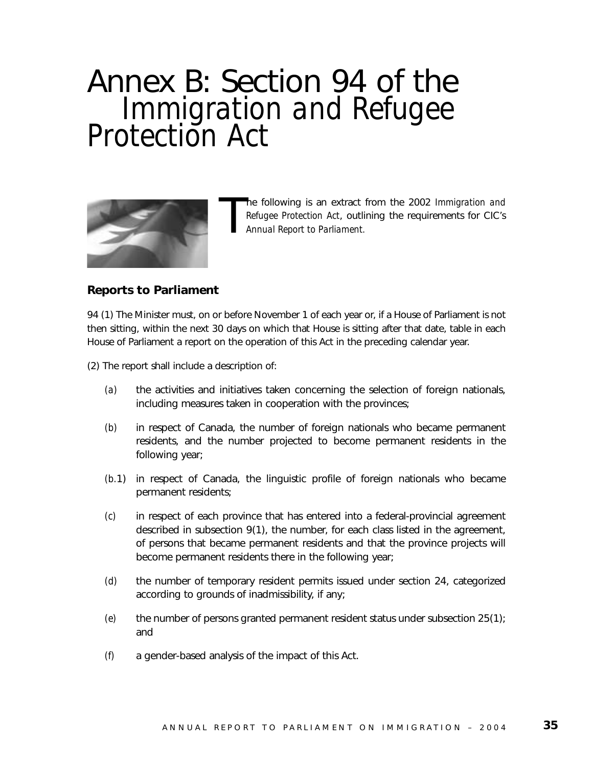# Annex B: Section 94 of the *Immigration and Refugee Protection Act*

The following is an extract from the 2002 *Immigration and Refugee Protection Act*, outlining the requirements for CIC's *Annual Report to Parliament*.

### Reports to Parliament

94 (1) The Minister must, on or before November 1 of each year or, if a House of Parliament is not then sitting, within the next 30 days on which that House is sitting after that date, table in each House of Parliament a report on the operation of this Act in the preceding calendar year.

(2) The report shall include a description of:

- *(a)* the activities and initiatives taken concerning the selection of foreign nationals, including measures taken in cooperation with the provinces;
- *(b)* in respect of Canada, the number of foreign nationals who became permanent residents, and the number projected to become permanent residents in the following year;
- *(b.1)* in respect of Canada, the linguistic profile of foreign nationals who became permanent residents;
- *(c)* in respect of each province that has entered into a federal-provincial agreement described in subsection 9(1), the number, for each class listed in the agreement, of persons that became permanent residents and that the province projects will become permanent residents there in the following year;
- *(d)* the number of temporary resident permits issued under section 24, categorized according to grounds of inadmissibility, if any;
- *(e)* the number of persons granted permanent resident status under subsection 25(1); and
- *(f)* a gender-based analysis of the impact of this Act.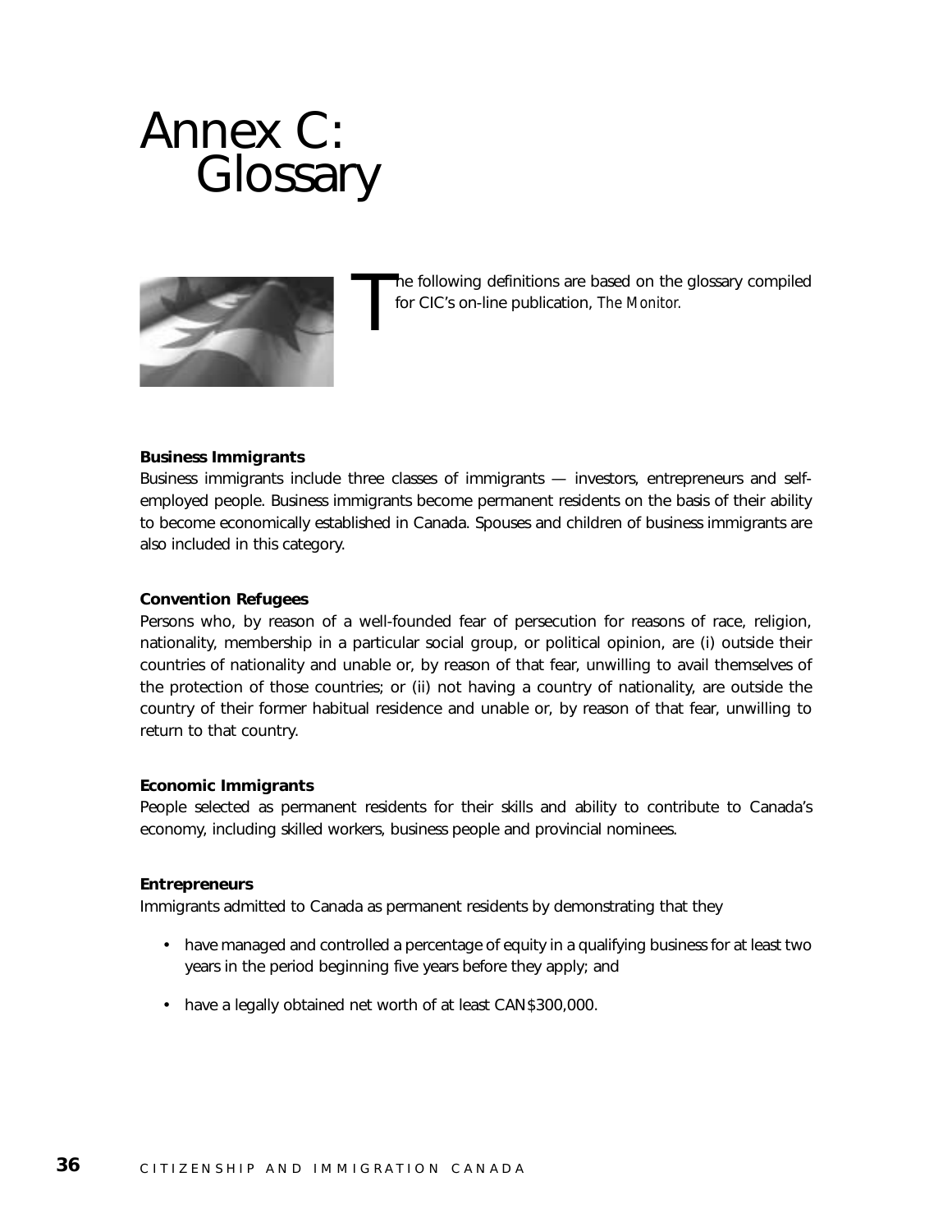# Annex C: Glossary

The following definitions are based on the glossary compiled for CIC's on-line publication, *The Monitor*.

**Business Immigrants**

Business immigrants include three classes of immigrants — investors, entrepreneurs and self-employed people. Business immigrants become permanent residents on the basis of their ability to become economically established in Canada. Spouses and children of business immigrants are also included in this category.

**Convention Refugees**

Persons who, by reason of a well-founded fear of persecution for reasons of race, religion, nationality, membership in a particular social group, or political opinion, are (i) outside their countries of nationality and unable or, by reason of that fear, unwilling to avail themselves of the protection of those countries; or (ii) not having a country of nationality, are outside the country of their former habitual residence and unable or, by reason of that fear, unwilling to return to that country.

**Economic Immigrants**

People selected as permanent residents for their skills and ability to contribute to Canada's economy, including skilled workers, business people and provincial nominees.

**Entrepreneurs**

Immigrants admitted to Canada as permanent residents by demonstrating that they

- have managed and controlled a percentage of equity in a qualifying business for at least two years in the period beginning five years before they apply; and
- have a legally obtained net worth of at least CAN$300,000.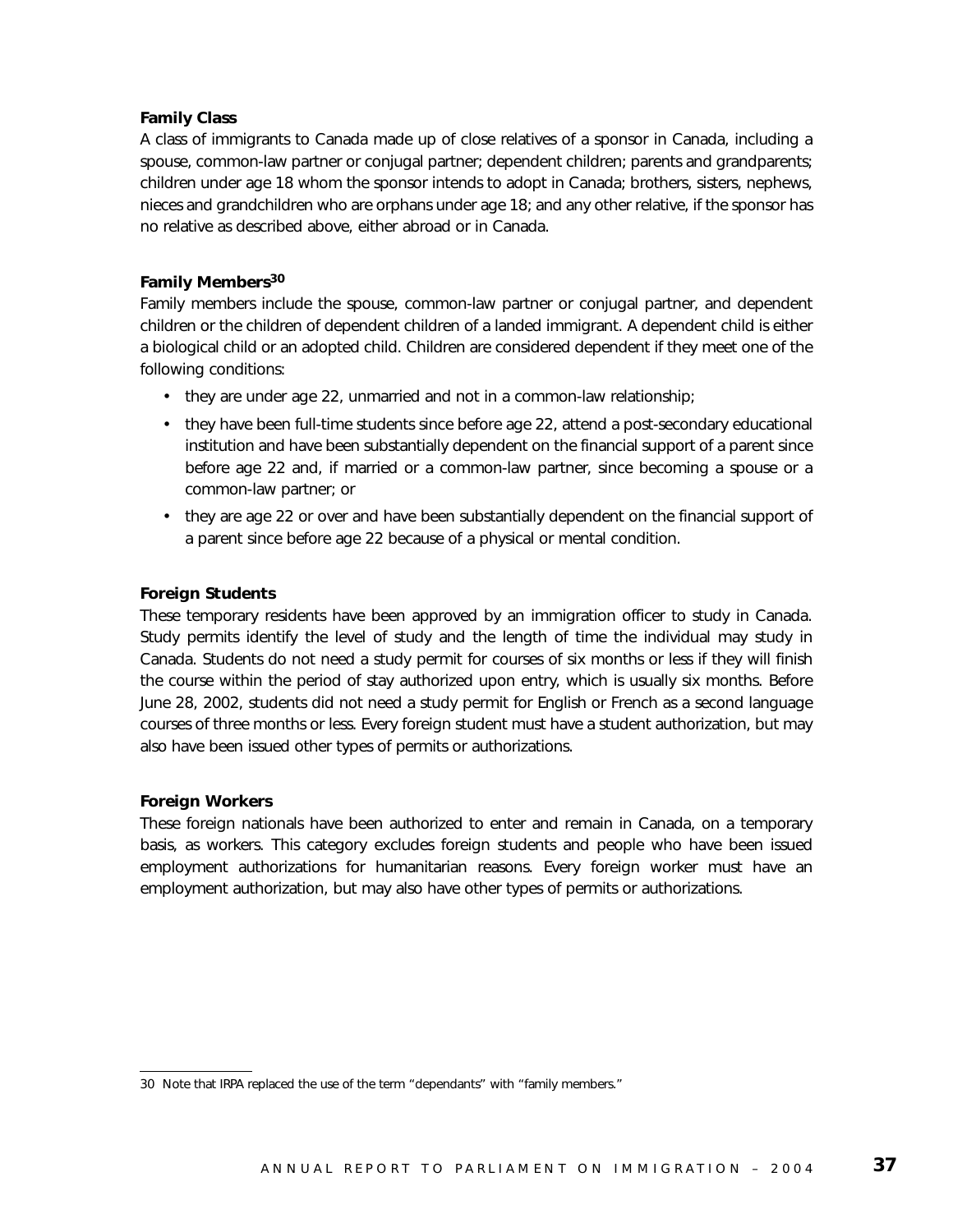**Family Class**

A class of immigrants to Canada made up of close relatives of a sponsor in Canada, including a spouse, common-law partner or conjugal partner; dependent children; parents and grandparents; children under age 18 whom the sponsor intends to adopt in Canada; brothers, sisters, nephews, nieces and grandchildren who are orphans under age 18; and any other relative, if the sponsor has no relative as described above, either abroad or in Canada.

**Family Members[30]**

Family members include the spouse, common-law partner or conjugal partner, and dependent children or the children of dependent children of a landed immigrant. A dependent child is either a biological child or an adopted child. Children are considered dependent if they meet one of the following conditions:

- they are under age 22, unmarried and not in a common-law relationship;
- they have been full-time students since before age 22, attend a post-secondary educational institution and have been substantially dependent on the financial support of a parent since before age 22 and, if married or a common-law partner, since becoming a spouse or a common-law partner; or
- they are age 22 or over and have been substantially dependent on the financial support of a parent since before age 22 because of a physical or mental condition.

**Foreign Students**

These temporary residents have been approved by an immigration officer to study in Canada. Study permits identify the level of study and the length of time the individual may study in Canada. Students do not need a study permit for courses of six months or less if they will finish the course within the period of stay authorized upon entry, which is usually six months. Before June 28, 2002, students did not need a study permit for English or French as a second language courses of three months or less. Every foreign student must have a student authorization, but may also have been issued other types of permits or authorizations.

**Foreign Workers**

These foreign nationals have been authorized to enter and remain in Canada, on a temporary basis, as workers. This category excludes foreign students and people who have been issued employment authorizations for humanitarian reasons. Every foreign worker must have an employment authorization, but may also have other types of permits or authorizations.

---

30 Note that IRPA replaced the use of the term "dependants" with "family members."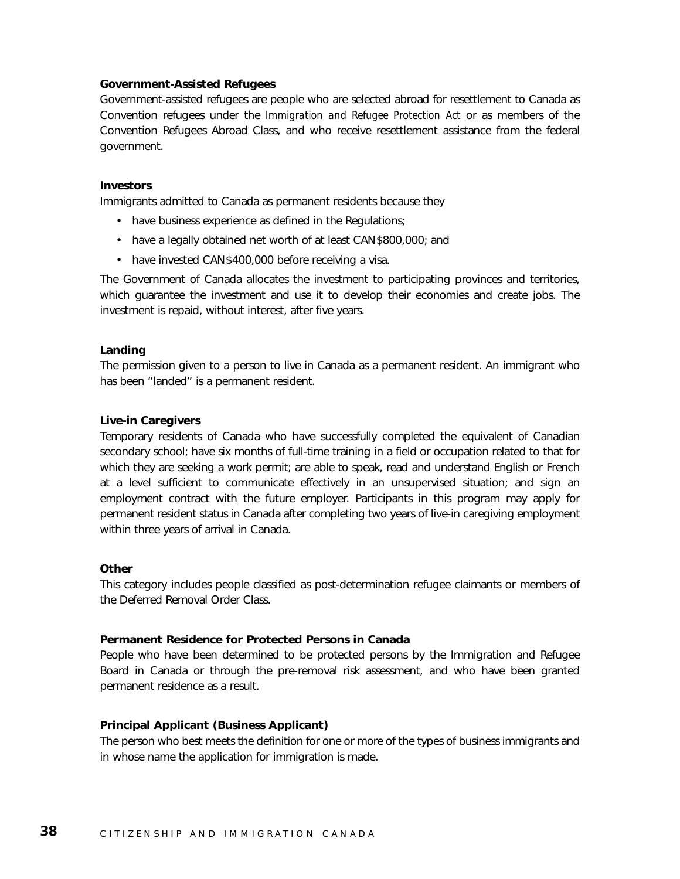**Government-Assisted Refugees**

Government-assisted refugees are people who are selected abroad for resettlement to Canada as Convention refugees under the *Immigration and Refugee Protection Act* or as members of the Convention Refugees Abroad Class, and who receive resettlement assistance from the federal government.

**Investors**

Immigrants admitted to Canada as permanent residents because they

- have business experience as defined in the Regulations;
- have a legally obtained net worth of at least CAN$800,000; and
- have invested CAN$400,000 before receiving a visa.

The Government of Canada allocates the investment to participating provinces and territories, which guarantee the investment and use it to develop their economies and create jobs. The investment is repaid, without interest, after five years.

**Landing**

The permission given to a person to live in Canada as a permanent resident. An immigrant who has been "landed" is a permanent resident.

**Live-in Caregivers**

Temporary residents of Canada who have successfully completed the equivalent of Canadian secondary school; have six months of full-time training in a field or occupation related to that for which they are seeking a work permit; are able to speak, read and understand English or French at a level sufficient to communicate effectively in an unsupervised situation; and sign an employment contract with the future employer. Participants in this program may apply for permanent resident status in Canada after completing two years of live-in caregiving employment within three years of arrival in Canada.

**Other**

This category includes people classified as post-determination refugee claimants or members of the Deferred Removal Order Class.

**Permanent Residence for Protected Persons in Canada**

People who have been determined to be protected persons by the Immigration and Refugee Board in Canada or through the pre-removal risk assessment, and who have been granted permanent residence as a result.

**Principal Applicant (Business Applicant)**

The person who best meets the definition for one or more of the types of business immigrants and in whose name the application for immigration is made.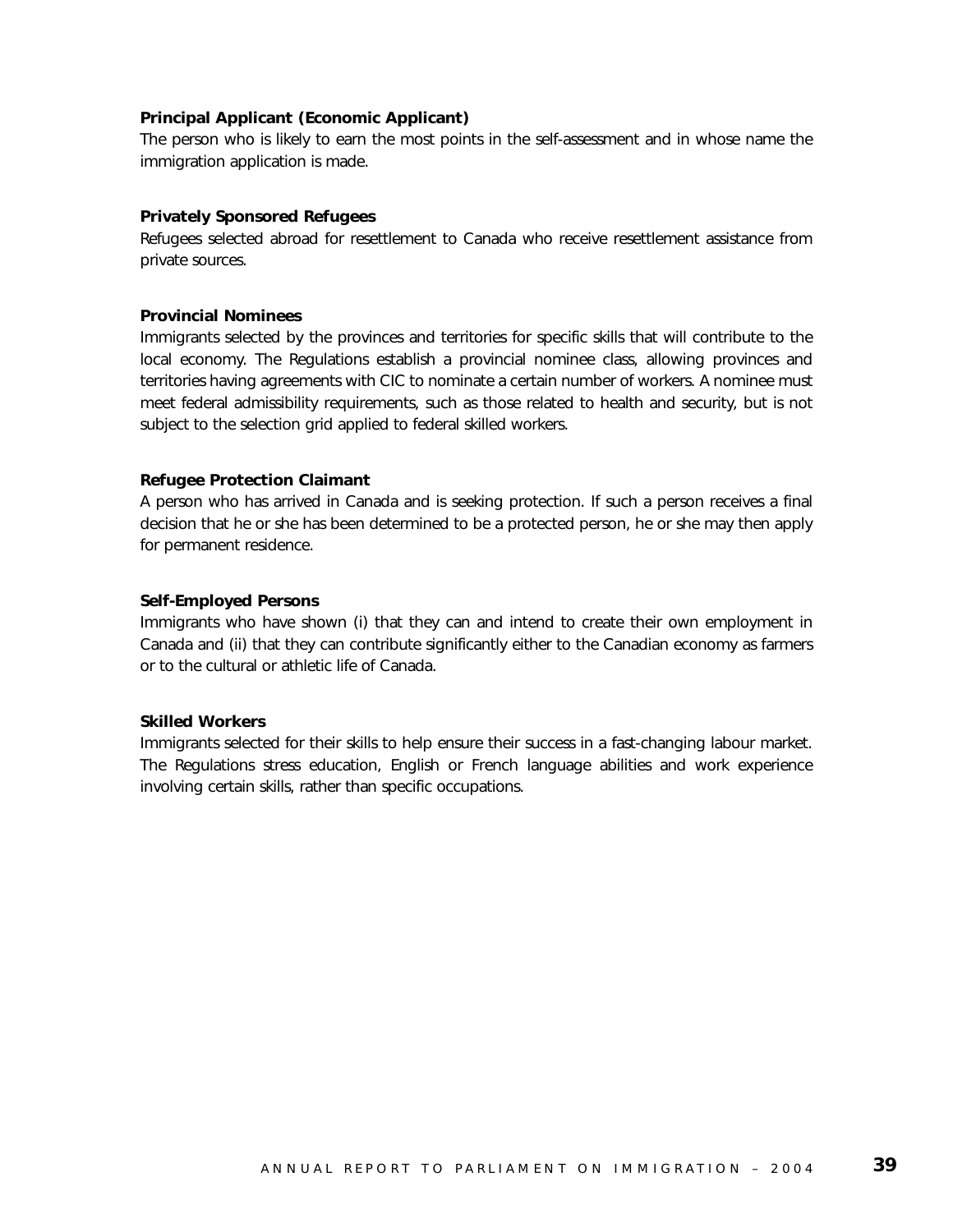**Principal Applicant (Economic Applicant)**
The person who is likely to earn the most points in the self-assessment and in whose name the immigration application is made.

**Privately Sponsored Refugees**
Refugees selected abroad for resettlement to Canada who receive resettlement assistance from private sources.

**Provincial Nominees**
Immigrants selected by the provinces and territories for specific skills that will contribute to the local economy. The Regulations establish a provincial nominee class, allowing provinces and territories having agreements with CIC to nominate a certain number of workers. A nominee must meet federal admissibility requirements, such as those related to health and security, but is not subject to the selection grid applied to federal skilled workers.

**Refugee Protection Claimant**
A person who has arrived in Canada and is seeking protection. If such a person receives a final decision that he or she has been determined to be a protected person, he or she may then apply for permanent residence.

**Self-Employed Persons**
Immigrants who have shown (i) that they can and intend to create their own employment in Canada and (ii) that they can contribute significantly either to the Canadian economy as farmers or to the cultural or athletic life of Canada.

**Skilled Workers**
Immigrants selected for their skills to help ensure their success in a fast-changing labour market. The Regulations stress education, English or French language abilities and work experience involving certain skills, rather than specific occupations.